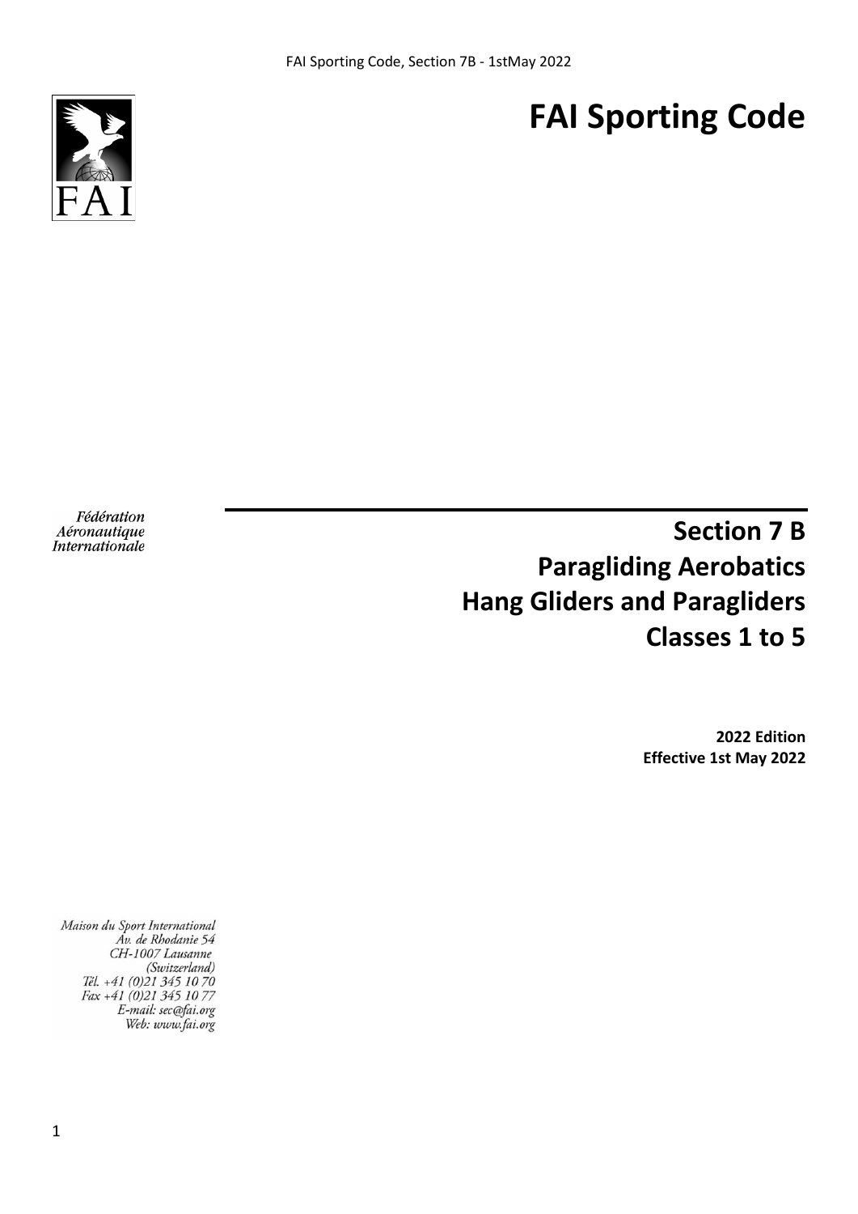# FAI Sporting Code

Fédération Aéronautique Internationale

## Section 7 B
## Paragliding Aerobatics
## Hang Gliders and Paragliders
## Classes 1 to 5

**2022 Edition**
**Effective 1st May 2022**

Maison du Sport International
Av. de Rhodanie 54
CH-1007 Lausanne
(Switzerland)
Tél. +41 (0)21 345 10 70
Fax +41 (0)21 345 10 77
E-mail: sec@fai.org
Web: www.fai.org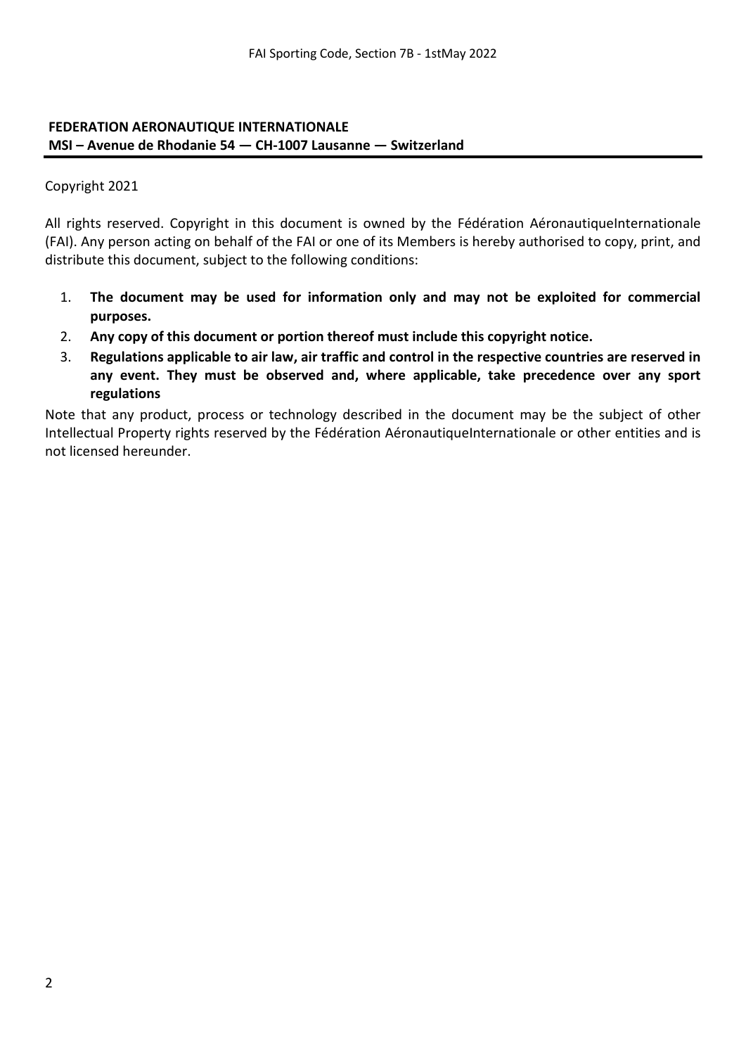**FEDERATION AERONAUTIQUE INTERNATIONALE**
**MSI – Avenue de Rhodanie 54 — CH-1007 Lausanne — Switzerland**

Copyright 2021

All rights reserved. Copyright in this document is owned by the Fédération AéronautiqueInternationale (FAI). Any person acting on behalf of the FAI or one of its Members is hereby authorised to copy, print, and distribute this document, subject to the following conditions:

1. **The document may be used for information only and may not be exploited for commercial purposes.**
2. **Any copy of this document or portion thereof must include this copyright notice.**
3. **Regulations applicable to air law, air traffic and control in the respective countries are reserved in any event. They must be observed and, where applicable, take precedence over any sport regulations**

Note that any product, process or technology described in the document may be the subject of other Intellectual Property rights reserved by the Fédération AéronautiqueInternationale or other entities and is not licensed hereunder.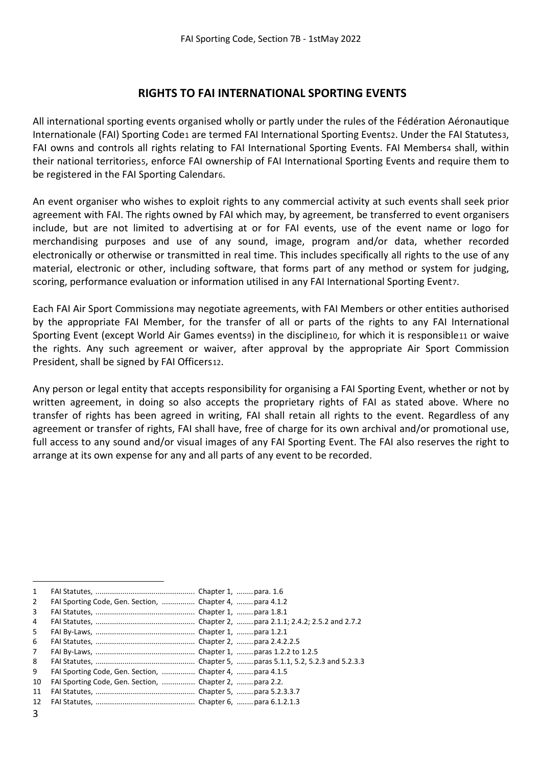## RIGHTS TO FAI INTERNATIONAL SPORTING EVENTS

All international sporting events organised wholly or partly under the rules of the Fédération Aéronautique Internationale (FAI) Sporting Code[1] are termed FAI International Sporting Events[2]. Under the FAI Statutes[3], FAI owns and controls all rights relating to FAI International Sporting Events. FAI Members[4] shall, within their national territories[5], enforce FAI ownership of FAI International Sporting Events and require them to be registered in the FAI Sporting Calendar[6].

An event organiser who wishes to exploit rights to any commercial activity at such events shall seek prior agreement with FAI. The rights owned by FAI which may, by agreement, be transferred to event organisers include, but are not limited to advertising at or for FAI events, use of the event name or logo for merchandising purposes and use of any sound, image, program and/or data, whether recorded electronically or otherwise or transmitted in real time. This includes specifically all rights to the use of any material, electronic or other, including software, that forms part of any method or system for judging, scoring, performance evaluation or information utilised in any FAI International Sporting Event[7].

Each FAI Air Sport Commission[8] may negotiate agreements, with FAI Members or other entities authorised by the appropriate FAI Member, for the transfer of all or parts of the rights to any FAI International Sporting Event (except World Air Games events[9]) in the discipline[10], for which it is responsible[11] or waive the rights. Any such agreement or waiver, after approval by the appropriate Air Sport Commission President, shall be signed by FAI Officers[12].

Any person or legal entity that accepts responsibility for organising a FAI Sporting Event, whether or not by written agreement, in doing so also accepts the proprietary rights of FAI as stated above. Where no transfer of rights has been agreed in writing, FAI shall retain all rights to the event. Regardless of any agreement or transfer of rights, FAI shall have, free of charge for its own archival and/or promotional use, full access to any sound and/or visual images of any FAI Sporting Event. The FAI also reserves the right to arrange at its own expense for any and all parts of any event to be recorded.

---

1 FAI Statutes, ................................................ Chapter 1, ........ para. 1.6
2 FAI Sporting Code, Gen. Section, ................ Chapter 4, ........ para 4.1.2
3 FAI Statutes, ................................................ Chapter 1, ........ para 1.8.1
4 FAI Statutes, ................................................ Chapter 2, ........ para 2.1.1; 2.4.2; 2.5.2 and 2.7.2
5 FAI By-Laws, ................................................ Chapter 1, ........ para 1.2.1
6 FAI Statutes, ................................................ Chapter 2, ........ para 2.4.2.2.5
7 FAI By-Laws, ................................................ Chapter 1, ........ paras 1.2.2 to 1.2.5
8 FAI Statutes, ................................................ Chapter 5, ........ paras 5.1.1, 5.2, 5.2.3 and 5.2.3.3
9 FAI Sporting Code, Gen. Section, ................ Chapter 4, ........ para 4.1.5
10 FAI Sporting Code, Gen. Section, ................ Chapter 2, ........ para 2.2.
11 FAI Statutes, ................................................ Chapter 5, ........ para 5.2.3.3.7
12 FAI Statutes, ................................................ Chapter 6, ........ para 6.1.2.1.3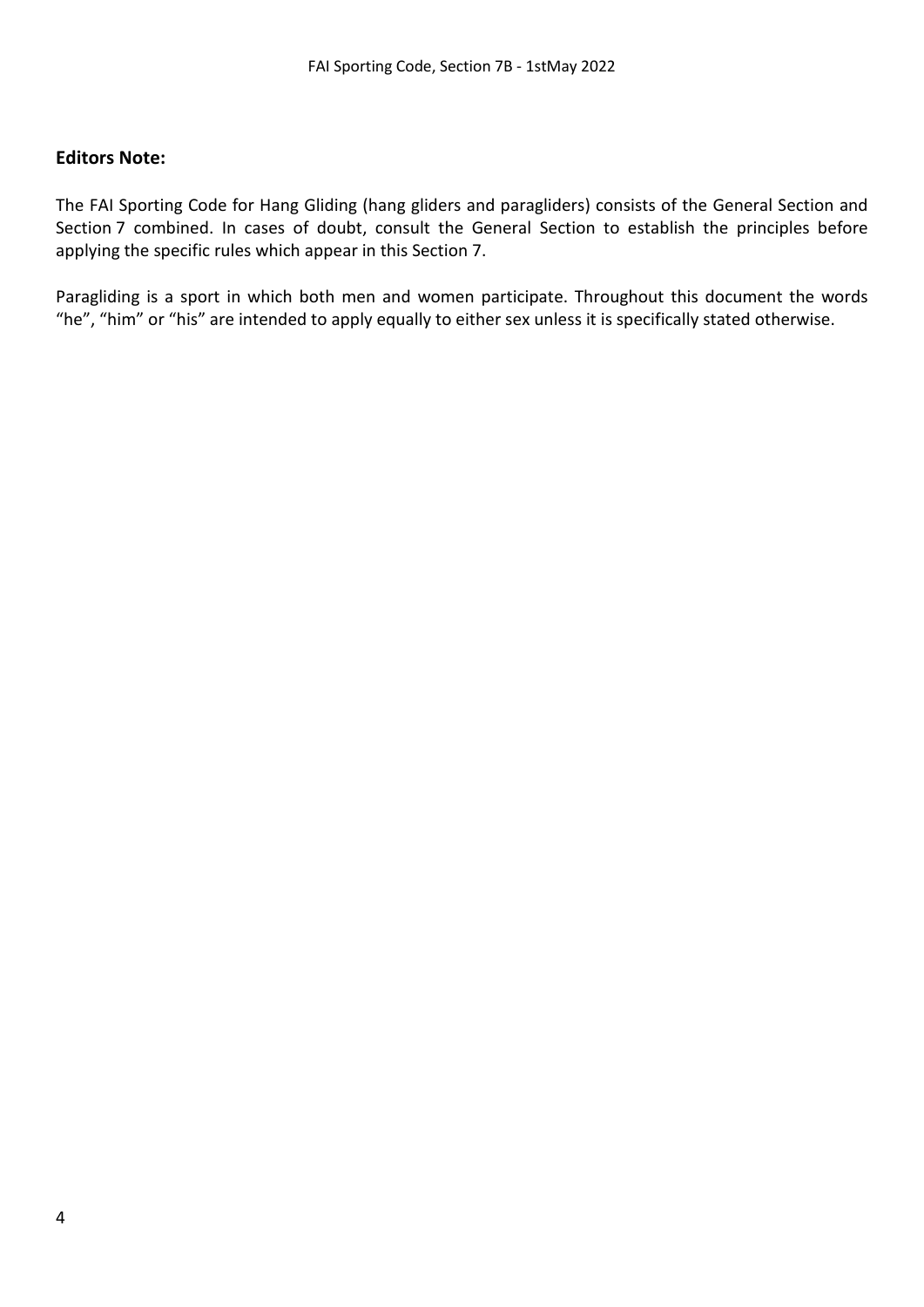## Editors Note:

The FAI Sporting Code for Hang Gliding (hang gliders and paragliders) consists of the General Section and Section 7 combined. In cases of doubt, consult the General Section to establish the principles before applying the specific rules which appear in this Section 7.

Paragliding is a sport in which both men and women participate. Throughout this document the words "he", "him" or "his" are intended to apply equally to either sex unless it is specifically stated otherwise.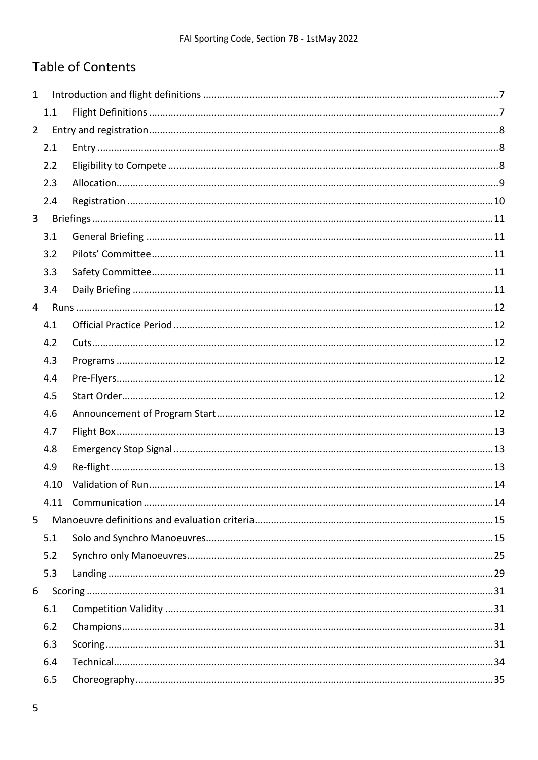## Table of Contents

1 Introduction and flight definitions ........................................................ 7
  1.1 Flight Definitions ........................................................ 7
2 Entry and registration ........................................................ 8
  2.1 Entry ........................................................ 8
  2.2 Eligibility to Compete ........................................................ 8
  2.3 Allocation ........................................................ 9
  2.4 Registration ........................................................ 10
3 Briefings ........................................................ 11
  3.1 General Briefing ........................................................ 11
  3.2 Pilots' Committee ........................................................ 11
  3.3 Safety Committee ........................................................ 11
  3.4 Daily Briefing ........................................................ 11
4 Runs ........................................................ 12
  4.1 Official Practice Period ........................................................ 12
  4.2 Cuts ........................................................ 12
  4.3 Programs ........................................................ 12
  4.4 Pre-Flyers ........................................................ 12
  4.5 Start Order ........................................................ 12
  4.6 Announcement of Program Start ........................................................ 12
  4.7 Flight Box ........................................................ 13
  4.8 Emergency Stop Signal ........................................................ 13
  4.9 Re-flight ........................................................ 13
  4.10 Validation of Run ........................................................ 14
  4.11 Communication ........................................................ 14
5 Manoeuvre definitions and evaluation criteria ........................................................ 15
  5.1 Solo and Synchro Manoeuvres ........................................................ 15
  5.2 Synchro only Manoeuvres ........................................................ 25
  5.3 Landing ........................................................ 29
6 Scoring ........................................................ 31
  6.1 Competition Validity ........................................................ 31
  6.2 Champions ........................................................ 31
  6.3 Scoring ........................................................ 31
  6.4 Technical ........................................................ 34
  6.5 Choreography ........................................................ 35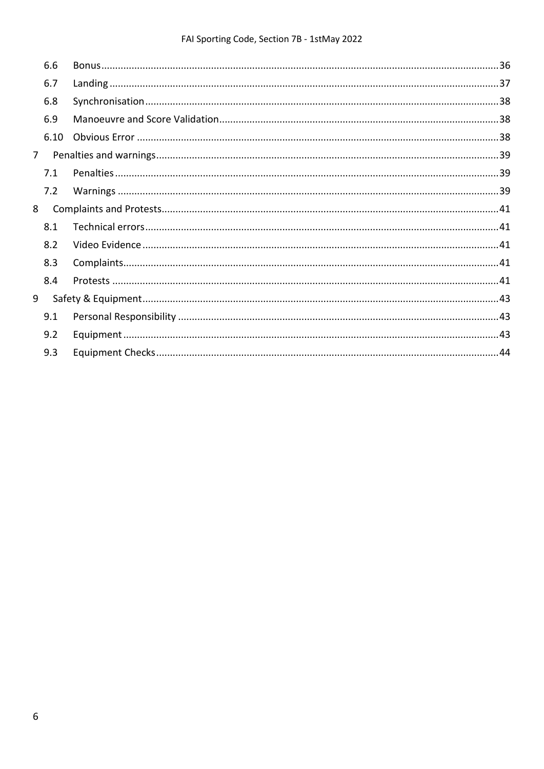- 6.6 Bonus ..... 36
- 6.7 Landing ..... 37
- 6.8 Synchronisation ..... 38
- 6.9 Manoeuvre and Score Validation ..... 38
- 6.10 Obvious Error ..... 38

7 Penalties and warnings ..... 39

- 7.1 Penalties ..... 39
- 7.2 Warnings ..... 39

8 Complaints and Protests ..... 41

- 8.1 Technical errors ..... 41
- 8.2 Video Evidence ..... 41
- 8.3 Complaints ..... 41
- 8.4 Protests ..... 41

9 Safety & Equipment ..... 43

- 9.1 Personal Responsibility ..... 43
- 9.2 Equipment ..... 43
- 9.3 Equipment Checks ..... 44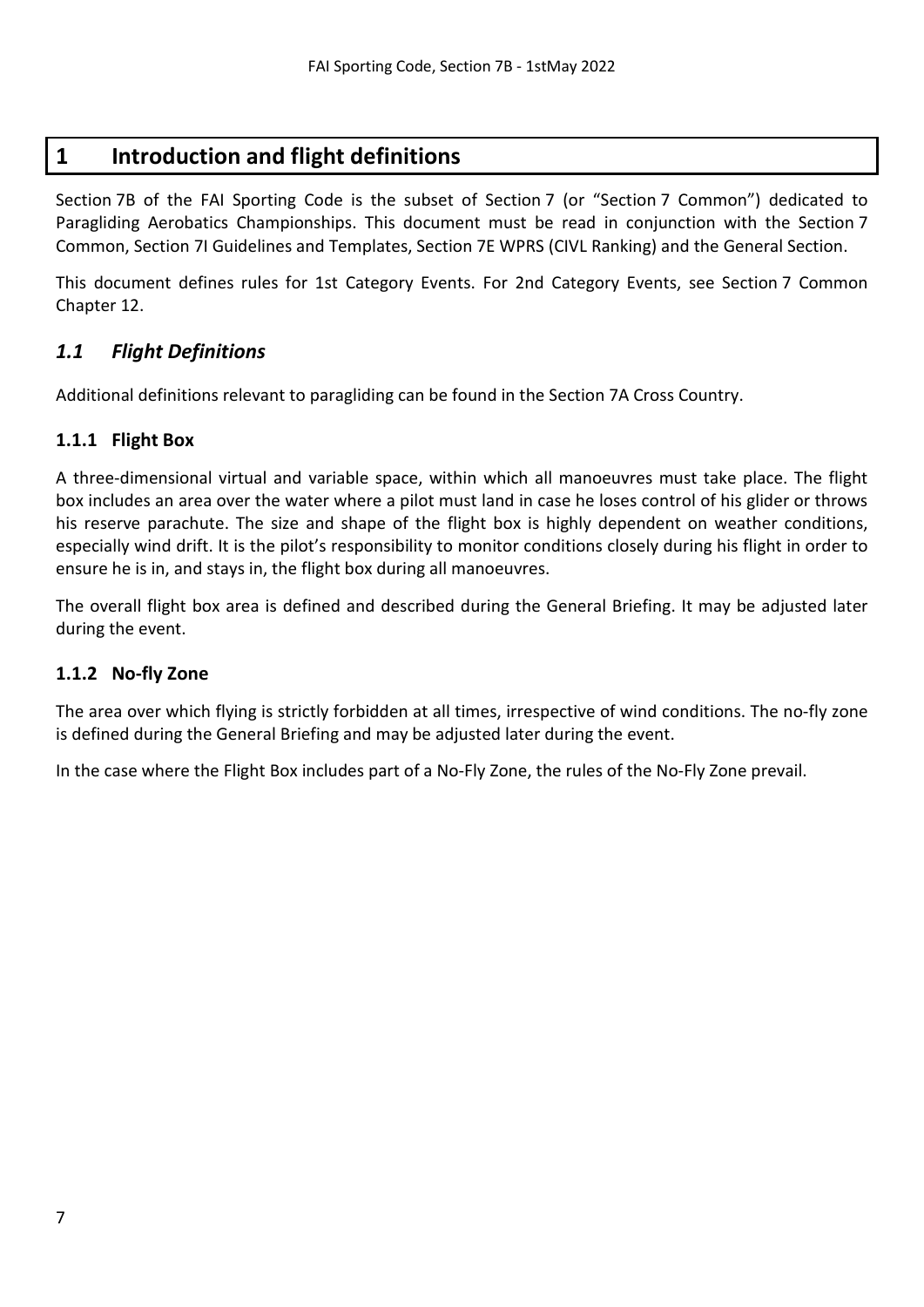# 1 Introduction and flight definitions

Section 7B of the FAI Sporting Code is the subset of Section 7 (or "Section 7 Common") dedicated to Paragliding Aerobatics Championships. This document must be read in conjunction with the Section 7 Common, Section 7I Guidelines and Templates, Section 7E WPRS (CIVL Ranking) and the General Section.

This document defines rules for 1st Category Events. For 2nd Category Events, see Section 7 Common Chapter 12.

## *1.1 Flight Definitions*

Additional definitions relevant to paragliding can be found in the Section 7A Cross Country.

### 1.1.1 Flight Box

A three-dimensional virtual and variable space, within which all manoeuvres must take place. The flight box includes an area over the water where a pilot must land in case he loses control of his glider or throws his reserve parachute. The size and shape of the flight box is highly dependent on weather conditions, especially wind drift. It is the pilot's responsibility to monitor conditions closely during his flight in order to ensure he is in, and stays in, the flight box during all manoeuvres.

The overall flight box area is defined and described during the General Briefing. It may be adjusted later during the event.

### 1.1.2 No-fly Zone

The area over which flying is strictly forbidden at all times, irrespective of wind conditions. The no-fly zone is defined during the General Briefing and may be adjusted later during the event.

In the case where the Flight Box includes part of a No-Fly Zone, the rules of the No-Fly Zone prevail.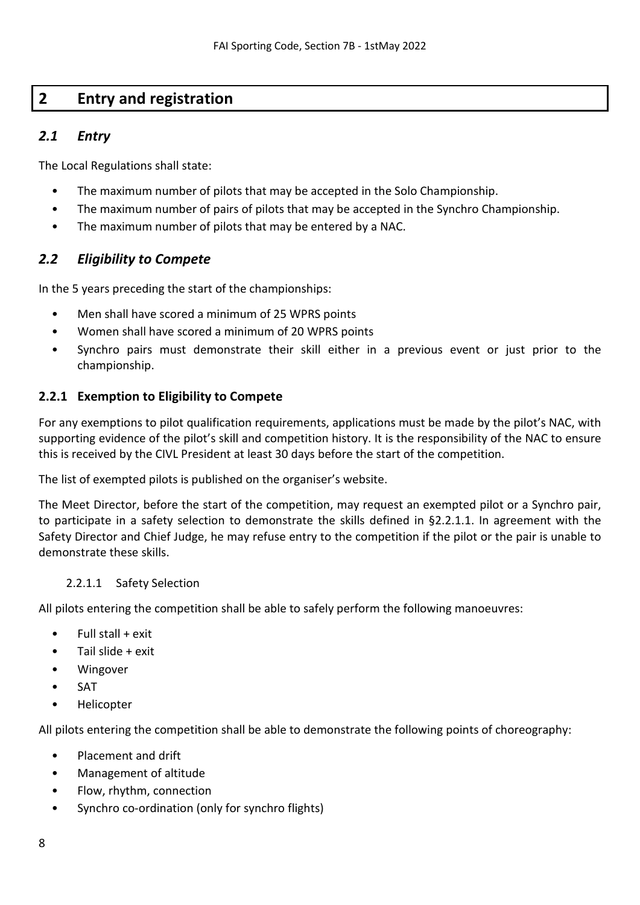# 2 Entry and registration

## *2.1 Entry*

The Local Regulations shall state:

- The maximum number of pilots that may be accepted in the Solo Championship.
- The maximum number of pairs of pilots that may be accepted in the Synchro Championship.
- The maximum number of pilots that may be entered by a NAC.

## *2.2 Eligibility to Compete*

In the 5 years preceding the start of the championships:

- Men shall have scored a minimum of 25 WPRS points
- Women shall have scored a minimum of 20 WPRS points
- Synchro pairs must demonstrate their skill either in a previous event or just prior to the championship.

### 2.2.1 Exemption to Eligibility to Compete

For any exemptions to pilot qualification requirements, applications must be made by the pilot's NAC, with supporting evidence of the pilot's skill and competition history. It is the responsibility of the NAC to ensure this is received by the CIVL President at least 30 days before the start of the competition.

The list of exempted pilots is published on the organiser's website.

The Meet Director, before the start of the competition, may request an exempted pilot or a Synchro pair, to participate in a safety selection to demonstrate the skills defined in §2.2.1.1. In agreement with the Safety Director and Chief Judge, he may refuse entry to the competition if the pilot or the pair is unable to demonstrate these skills.

#### 2.2.1.1 Safety Selection

All pilots entering the competition shall be able to safely perform the following manoeuvres:

- Full stall + exit
- Tail slide + exit
- Wingover
- SAT
- Helicopter

All pilots entering the competition shall be able to demonstrate the following points of choreography:

- Placement and drift
- Management of altitude
- Flow, rhythm, connection
- Synchro co-ordination (only for synchro flights)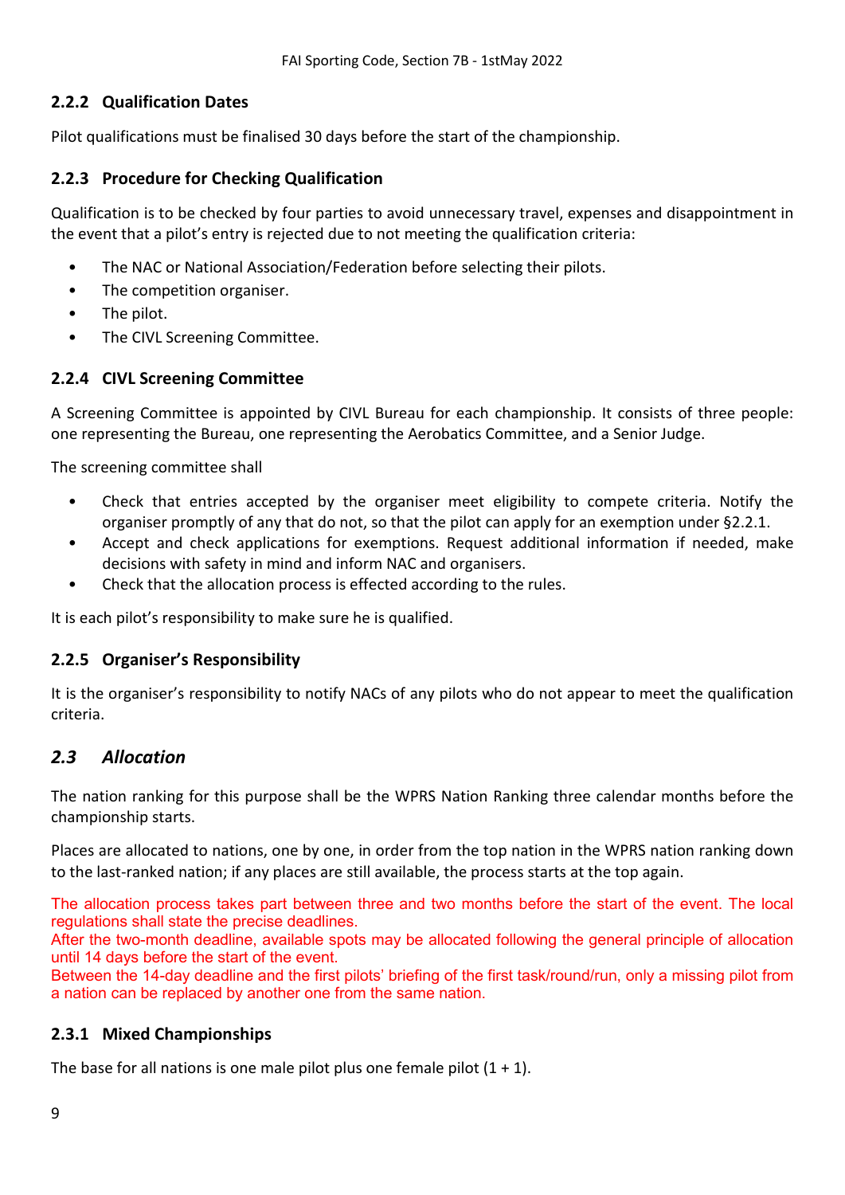### 2.2.2 Qualification Dates

Pilot qualifications must be finalised 30 days before the start of the championship.

### 2.2.3 Procedure for Checking Qualification

Qualification is to be checked by four parties to avoid unnecessary travel, expenses and disappointment in the event that a pilot's entry is rejected due to not meeting the qualification criteria:

- The NAC or National Association/Federation before selecting their pilots.
- The competition organiser.
- The pilot.
- The CIVL Screening Committee.

### 2.2.4 CIVL Screening Committee

A Screening Committee is appointed by CIVL Bureau for each championship. It consists of three people: one representing the Bureau, one representing the Aerobatics Committee, and a Senior Judge.

The screening committee shall

- Check that entries accepted by the organiser meet eligibility to compete criteria. Notify the organiser promptly of any that do not, so that the pilot can apply for an exemption under §2.2.1.
- Accept and check applications for exemptions. Request additional information if needed, make decisions with safety in mind and inform NAC and organisers.
- Check that the allocation process is effected according to the rules.

It is each pilot's responsibility to make sure he is qualified.

### 2.2.5 Organiser's Responsibility

It is the organiser's responsibility to notify NACs of any pilots who do not appear to meet the qualification criteria.

## *2.3 Allocation*

The nation ranking for this purpose shall be the WPRS Nation Ranking three calendar months before the championship starts.

Places are allocated to nations, one by one, in order from the top nation in the WPRS nation ranking down to the last-ranked nation; if any places are still available, the process starts at the top again.

The allocation process takes part between three and two months before the start of the event. The local regulations shall state the precise deadlines.
After the two-month deadline, available spots may be allocated following the general principle of allocation until 14 days before the start of the event.
Between the 14-day deadline and the first pilots' briefing of the first task/round/run, only a missing pilot from a nation can be replaced by another one from the same nation.

### 2.3.1 Mixed Championships

The base for all nations is one male pilot plus one female pilot (1 + 1).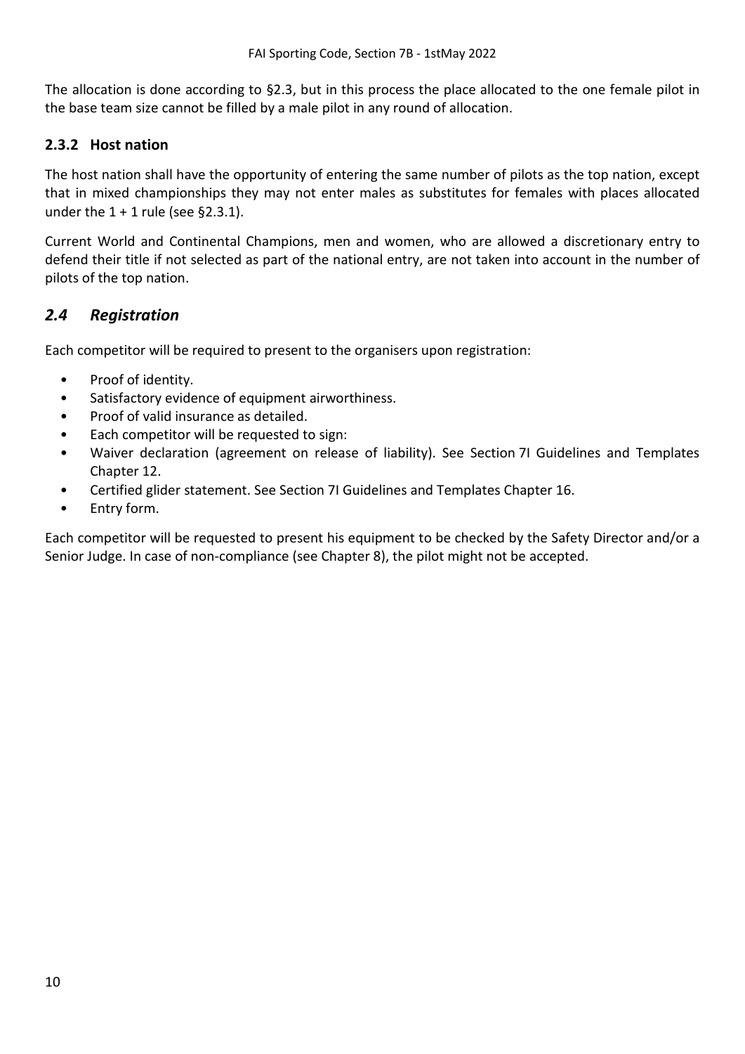The allocation is done according to §2.3, but in this process the place allocated to the one female pilot in the base team size cannot be filled by a male pilot in any round of allocation.

### 2.3.2 Host nation

The host nation shall have the opportunity of entering the same number of pilots as the top nation, except that in mixed championships they may not enter males as substitutes for females with places allocated under the 1 + 1 rule (see §2.3.1).

Current World and Continental Champions, men and women, who are allowed a discretionary entry to defend their title if not selected as part of the national entry, are not taken into account in the number of pilots of the top nation.

## *2.4 Registration*

Each competitor will be required to present to the organisers upon registration:

- Proof of identity.
- Satisfactory evidence of equipment airworthiness.
- Proof of valid insurance as detailed.
- Each competitor will be requested to sign:
- Waiver declaration (agreement on release of liability). See Section 7I Guidelines and Templates Chapter 12.
- Certified glider statement. See Section 7I Guidelines and Templates Chapter 16.
- Entry form.

Each competitor will be requested to present his equipment to be checked by the Safety Director and/or a Senior Judge. In case of non-compliance (see Chapter 8), the pilot might not be accepted.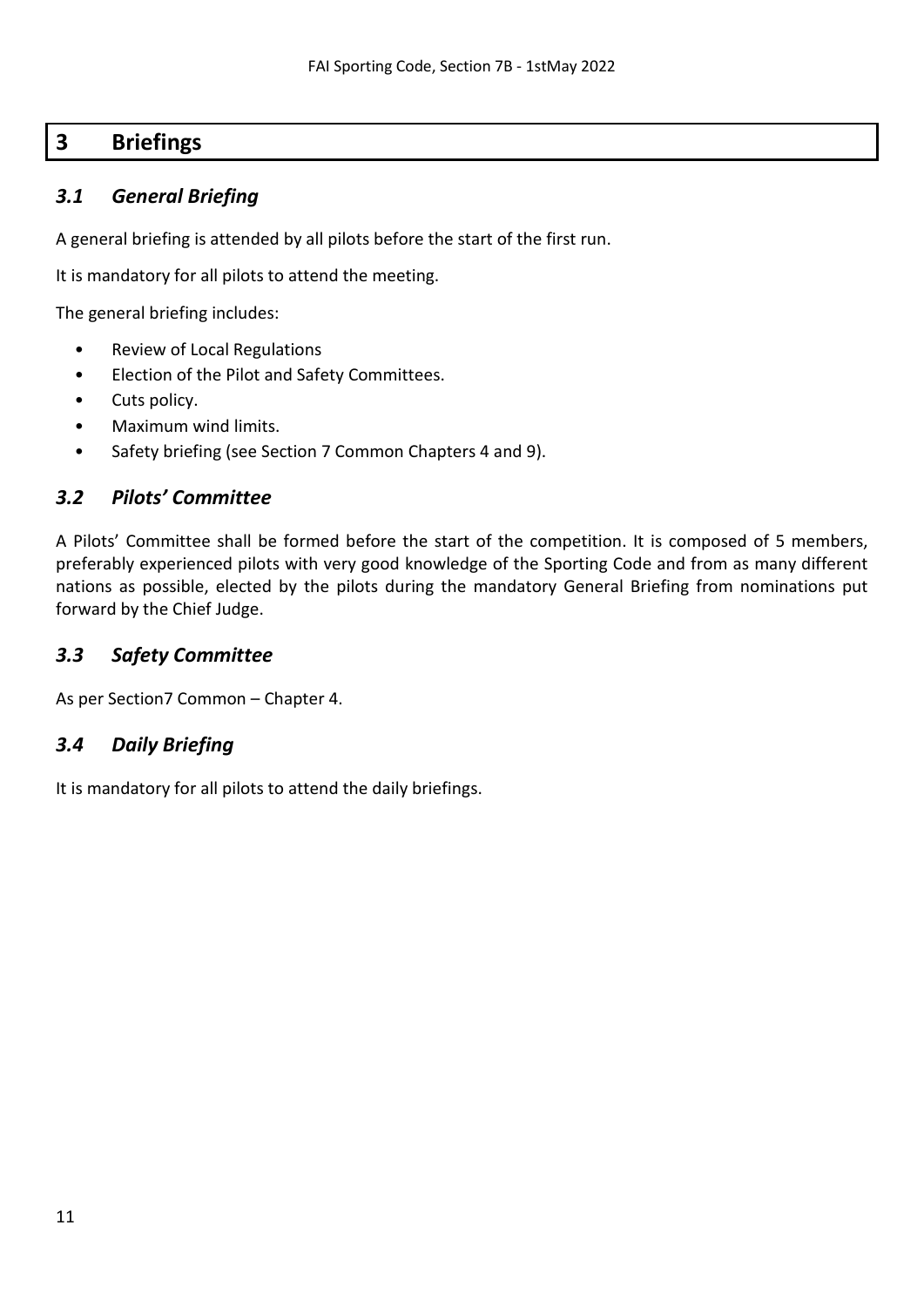# 3 Briefings

## *3.1 General Briefing*

A general briefing is attended by all pilots before the start of the first run.

It is mandatory for all pilots to attend the meeting.

The general briefing includes:

- Review of Local Regulations
- Election of the Pilot and Safety Committees.
- Cuts policy.
- Maximum wind limits.
- Safety briefing (see Section 7 Common Chapters 4 and 9).

## *3.2 Pilots' Committee*

A Pilots' Committee shall be formed before the start of the competition. It is composed of 5 members, preferably experienced pilots with very good knowledge of the Sporting Code and from as many different nations as possible, elected by the pilots during the mandatory General Briefing from nominations put forward by the Chief Judge.

## *3.3 Safety Committee*

As per Section7 Common – Chapter 4.

## *3.4 Daily Briefing*

It is mandatory for all pilots to attend the daily briefings.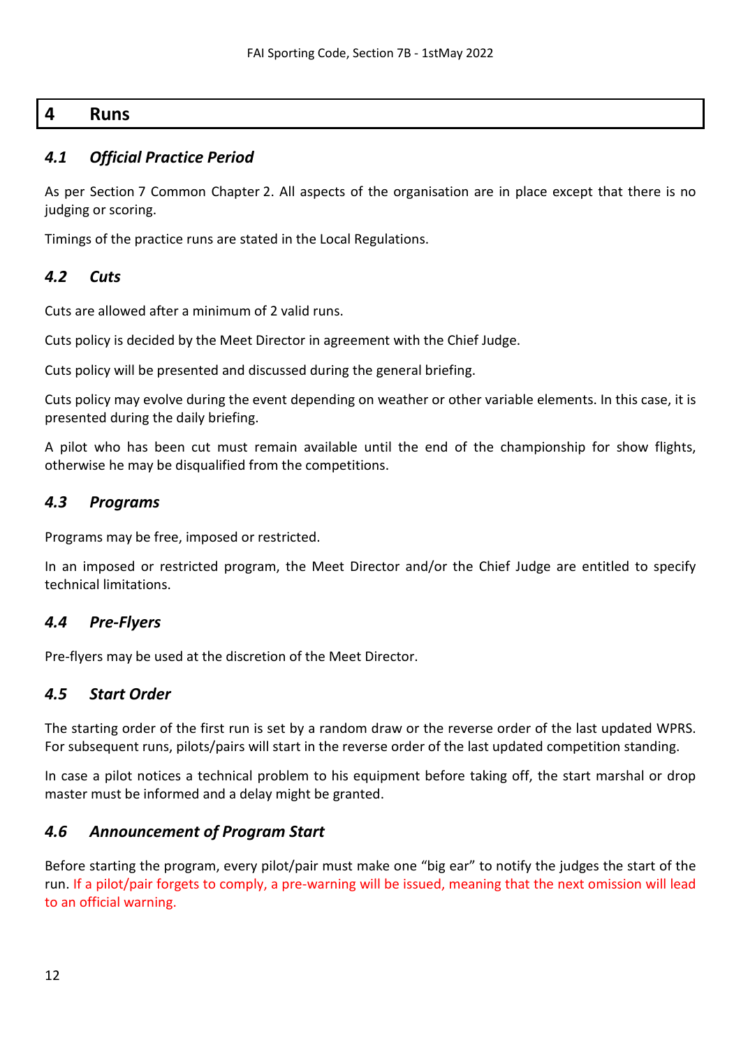# 4 Runs

## *4.1 Official Practice Period*

As per Section 7 Common Chapter 2. All aspects of the organisation are in place except that there is no judging or scoring.

Timings of the practice runs are stated in the Local Regulations.

## *4.2 Cuts*

Cuts are allowed after a minimum of 2 valid runs.

Cuts policy is decided by the Meet Director in agreement with the Chief Judge.

Cuts policy will be presented and discussed during the general briefing.

Cuts policy may evolve during the event depending on weather or other variable elements. In this case, it is presented during the daily briefing.

A pilot who has been cut must remain available until the end of the championship for show flights, otherwise he may be disqualified from the competitions.

## *4.3 Programs*

Programs may be free, imposed or restricted.

In an imposed or restricted program, the Meet Director and/or the Chief Judge are entitled to specify technical limitations.

## *4.4 Pre-Flyers*

Pre-flyers may be used at the discretion of the Meet Director.

## *4.5 Start Order*

The starting order of the first run is set by a random draw or the reverse order of the last updated WPRS. For subsequent runs, pilots/pairs will start in the reverse order of the last updated competition standing.

In case a pilot notices a technical problem to his equipment before taking off, the start marshal or drop master must be informed and a delay might be granted.

## *4.6 Announcement of Program Start*

Before starting the program, every pilot/pair must make one "big ear" to notify the judges the start of the run. If a pilot/pair forgets to comply, a pre-warning will be issued, meaning that the next omission will lead to an official warning.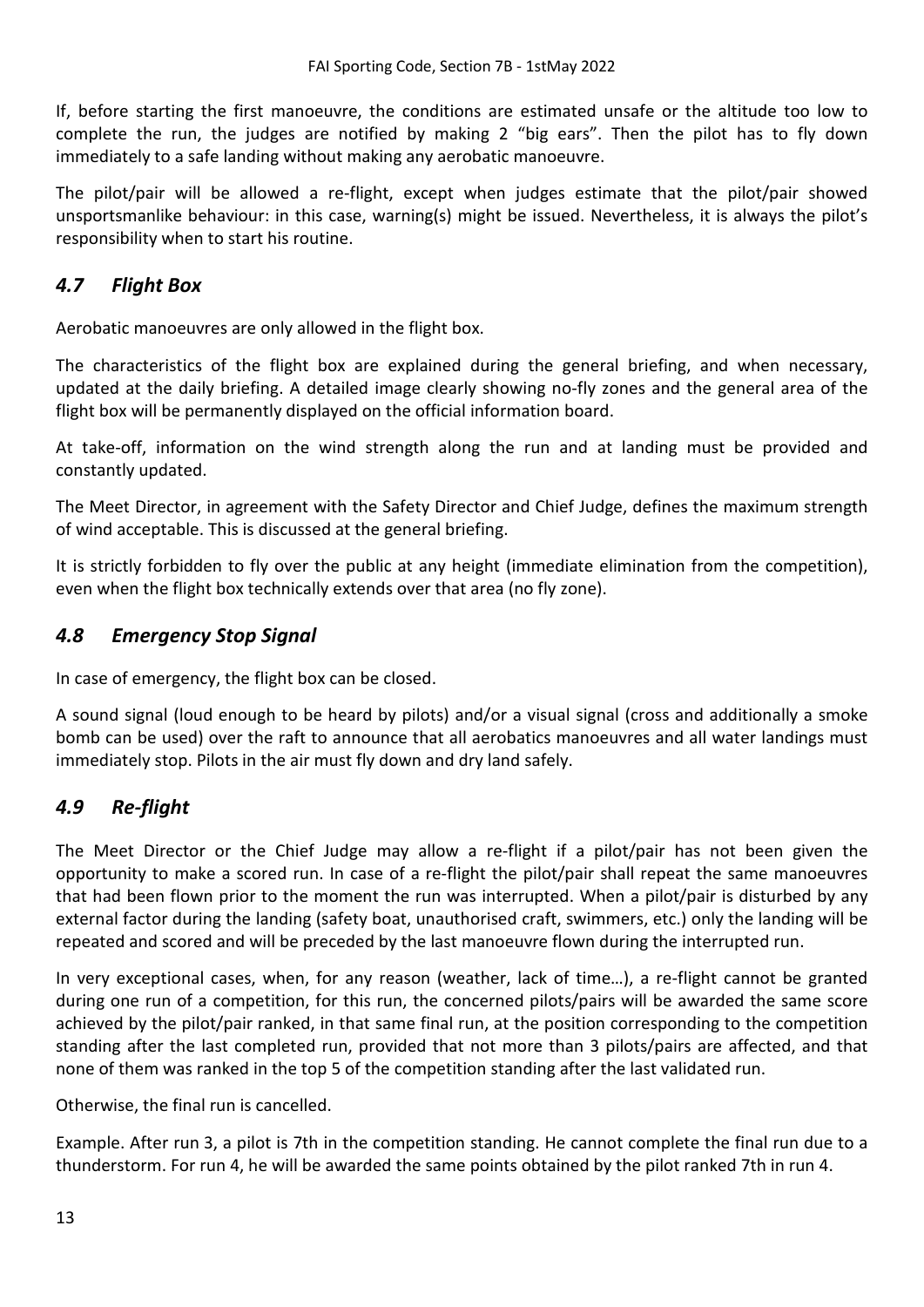If, before starting the first manoeuvre, the conditions are estimated unsafe or the altitude too low to complete the run, the judges are notified by making 2 "big ears". Then the pilot has to fly down immediately to a safe landing without making any aerobatic manoeuvre.

The pilot/pair will be allowed a re-flight, except when judges estimate that the pilot/pair showed unsportsmanlike behaviour: in this case, warning(s) might be issued. Nevertheless, it is always the pilot's responsibility when to start his routine.

## *4.7 Flight Box*

Aerobatic manoeuvres are only allowed in the flight box.

The characteristics of the flight box are explained during the general briefing, and when necessary, updated at the daily briefing. A detailed image clearly showing no-fly zones and the general area of the flight box will be permanently displayed on the official information board.

At take-off, information on the wind strength along the run and at landing must be provided and constantly updated.

The Meet Director, in agreement with the Safety Director and Chief Judge, defines the maximum strength of wind acceptable. This is discussed at the general briefing.

It is strictly forbidden to fly over the public at any height (immediate elimination from the competition), even when the flight box technically extends over that area (no fly zone).

## *4.8 Emergency Stop Signal*

In case of emergency, the flight box can be closed.

A sound signal (loud enough to be heard by pilots) and/or a visual signal (cross and additionally a smoke bomb can be used) over the raft to announce that all aerobatics manoeuvres and all water landings must immediately stop. Pilots in the air must fly down and dry land safely.

## *4.9 Re-flight*

The Meet Director or the Chief Judge may allow a re-flight if a pilot/pair has not been given the opportunity to make a scored run. In case of a re-flight the pilot/pair shall repeat the same manoeuvres that had been flown prior to the moment the run was interrupted. When a pilot/pair is disturbed by any external factor during the landing (safety boat, unauthorised craft, swimmers, etc.) only the landing will be repeated and scored and will be preceded by the last manoeuvre flown during the interrupted run.

In very exceptional cases, when, for any reason (weather, lack of time…), a re-flight cannot be granted during one run of a competition, for this run, the concerned pilots/pairs will be awarded the same score achieved by the pilot/pair ranked, in that same final run, at the position corresponding to the competition standing after the last completed run, provided that not more than 3 pilots/pairs are affected, and that none of them was ranked in the top 5 of the competition standing after the last validated run.

Otherwise, the final run is cancelled.

Example. After run 3, a pilot is 7th in the competition standing. He cannot complete the final run due to a thunderstorm. For run 4, he will be awarded the same points obtained by the pilot ranked 7th in run 4.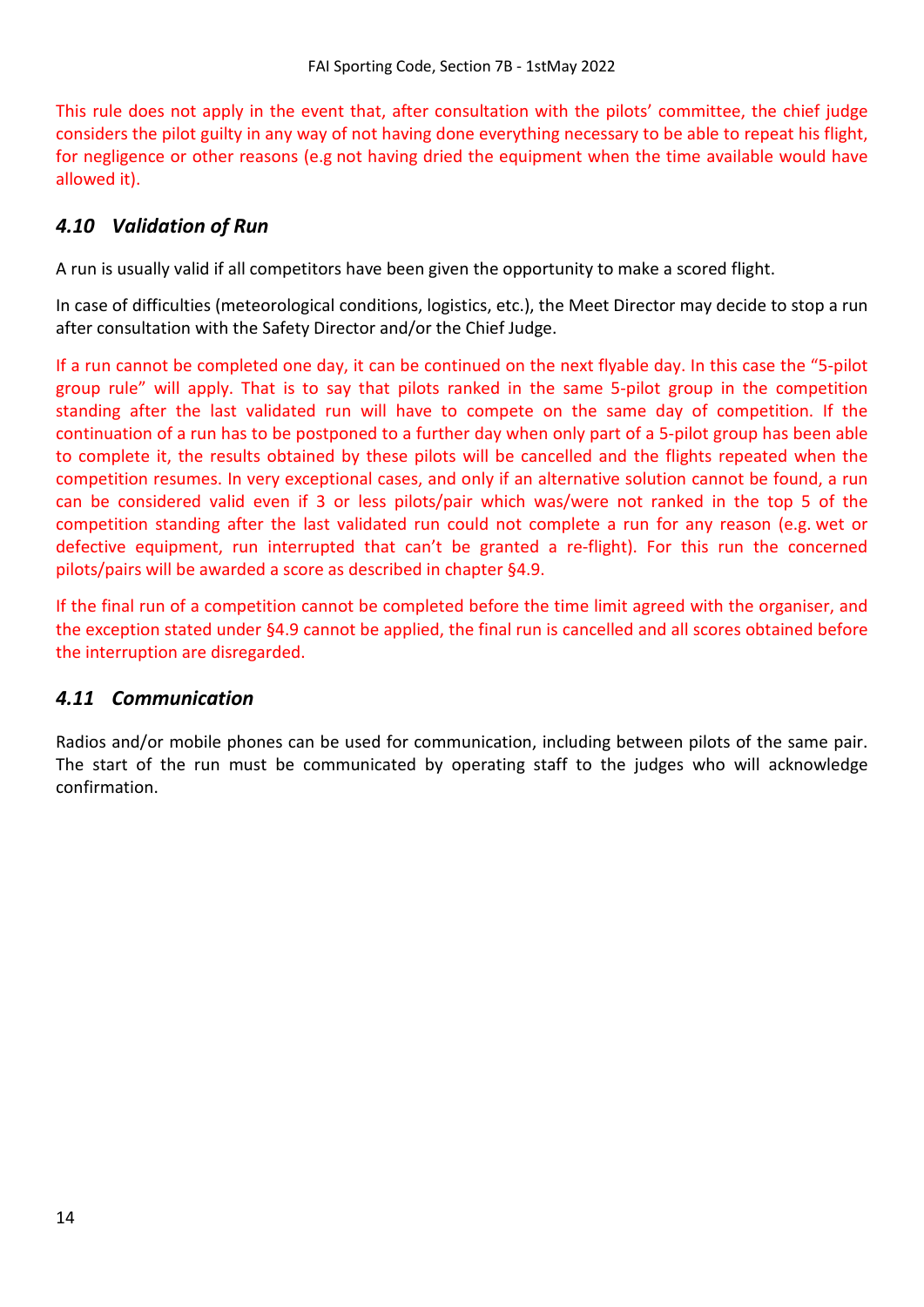This rule does not apply in the event that, after consultation with the pilots' committee, the chief judge considers the pilot guilty in any way of not having done everything necessary to be able to repeat his flight, for negligence or other reasons (e.g not having dried the equipment when the time available would have allowed it).

### *4.10 Validation of Run*

A run is usually valid if all competitors have been given the opportunity to make a scored flight.

In case of difficulties (meteorological conditions, logistics, etc.), the Meet Director may decide to stop a run after consultation with the Safety Director and/or the Chief Judge.

If a run cannot be completed one day, it can be continued on the next flyable day. In this case the "5-pilot group rule" will apply. That is to say that pilots ranked in the same 5-pilot group in the competition standing after the last validated run will have to compete on the same day of competition. If the continuation of a run has to be postponed to a further day when only part of a 5-pilot group has been able to complete it, the results obtained by these pilots will be cancelled and the flights repeated when the competition resumes. In very exceptional cases, and only if an alternative solution cannot be found, a run can be considered valid even if 3 or less pilots/pair which was/were not ranked in the top 5 of the competition standing after the last validated run could not complete a run for any reason (e.g. wet or defective equipment, run interrupted that can't be granted a re-flight). For this run the concerned pilots/pairs will be awarded a score as described in chapter §4.9.

If the final run of a competition cannot be completed before the time limit agreed with the organiser, and the exception stated under §4.9 cannot be applied, the final run is cancelled and all scores obtained before the interruption are disregarded.

### *4.11 Communication*

Radios and/or mobile phones can be used for communication, including between pilots of the same pair. The start of the run must be communicated by operating staff to the judges who will acknowledge confirmation.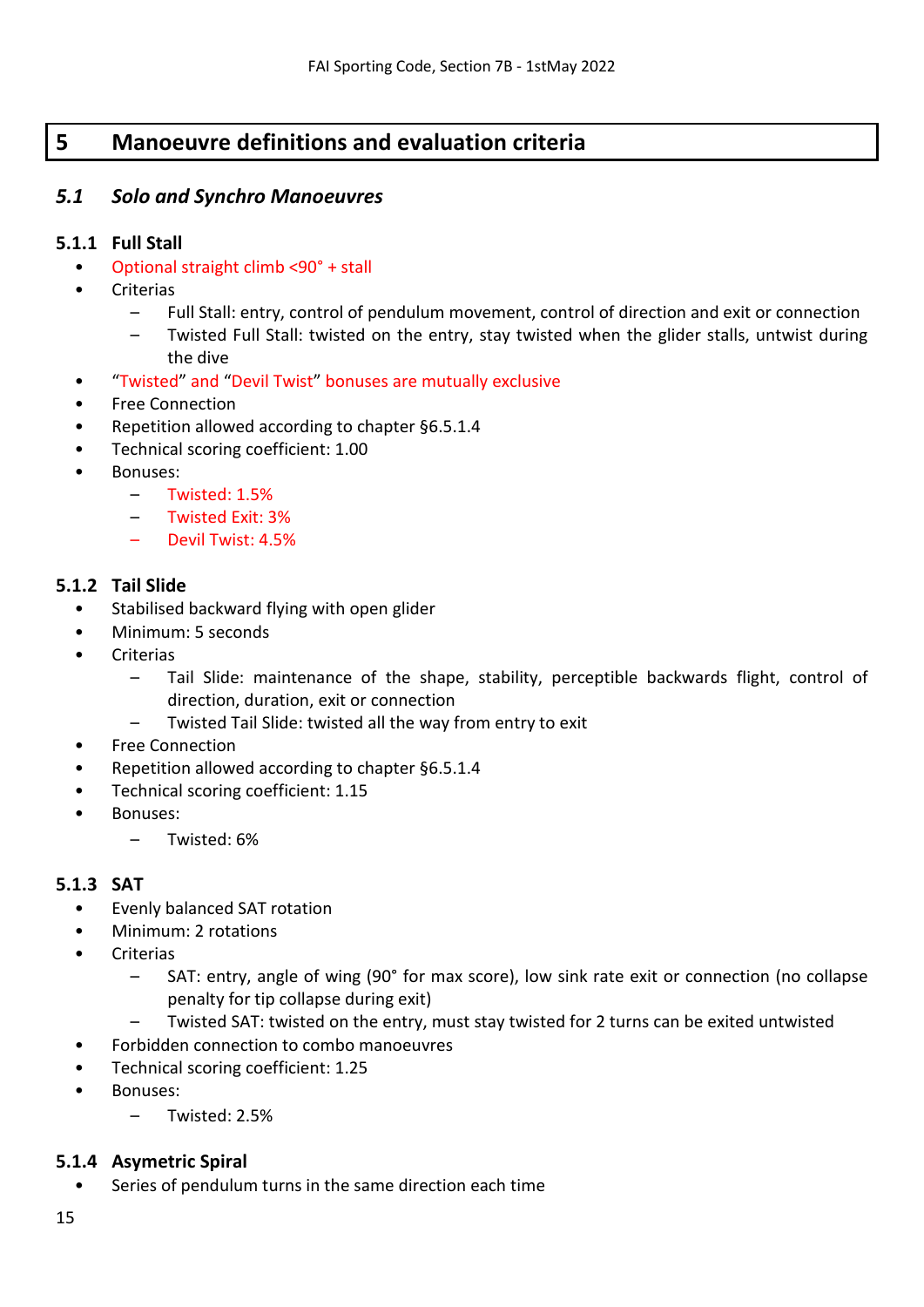# 5 Manoeuvre definitions and evaluation criteria

## 5.1 *Solo and Synchro Manoeuvres*

### 5.1.1 Full Stall

- Optional straight climb <90° + stall
- Criterias
  - Full Stall: entry, control of pendulum movement, control of direction and exit or connection
  - Twisted Full Stall: twisted on the entry, stay twisted when the glider stalls, untwist during the dive
- "Twisted" and "Devil Twist" bonuses are mutually exclusive
- Free Connection
- Repetition allowed according to chapter §6.5.1.4
- Technical scoring coefficient: 1.00
- Bonuses:
  - Twisted: 1.5%
  - Twisted Exit: 3%
  - Devil Twist: 4.5%

### 5.1.2 Tail Slide

- Stabilised backward flying with open glider
- Minimum: 5 seconds
- Criterias
  - Tail Slide: maintenance of the shape, stability, perceptible backwards flight, control of direction, duration, exit or connection
  - Twisted Tail Slide: twisted all the way from entry to exit
- Free Connection
- Repetition allowed according to chapter §6.5.1.4
- Technical scoring coefficient: 1.15
- Bonuses:
  - Twisted: 6%

### 5.1.3 SAT

- Evenly balanced SAT rotation
- Minimum: 2 rotations
- Criterias
  - SAT: entry, angle of wing (90° for max score), low sink rate exit or connection (no collapse penalty for tip collapse during exit)
  - Twisted SAT: twisted on the entry, must stay twisted for 2 turns can be exited untwisted
- Forbidden connection to combo manoeuvres
- Technical scoring coefficient: 1.25
- Bonuses:
  - Twisted: 2.5%

### 5.1.4 Asymetric Spiral

- Series of pendulum turns in the same direction each time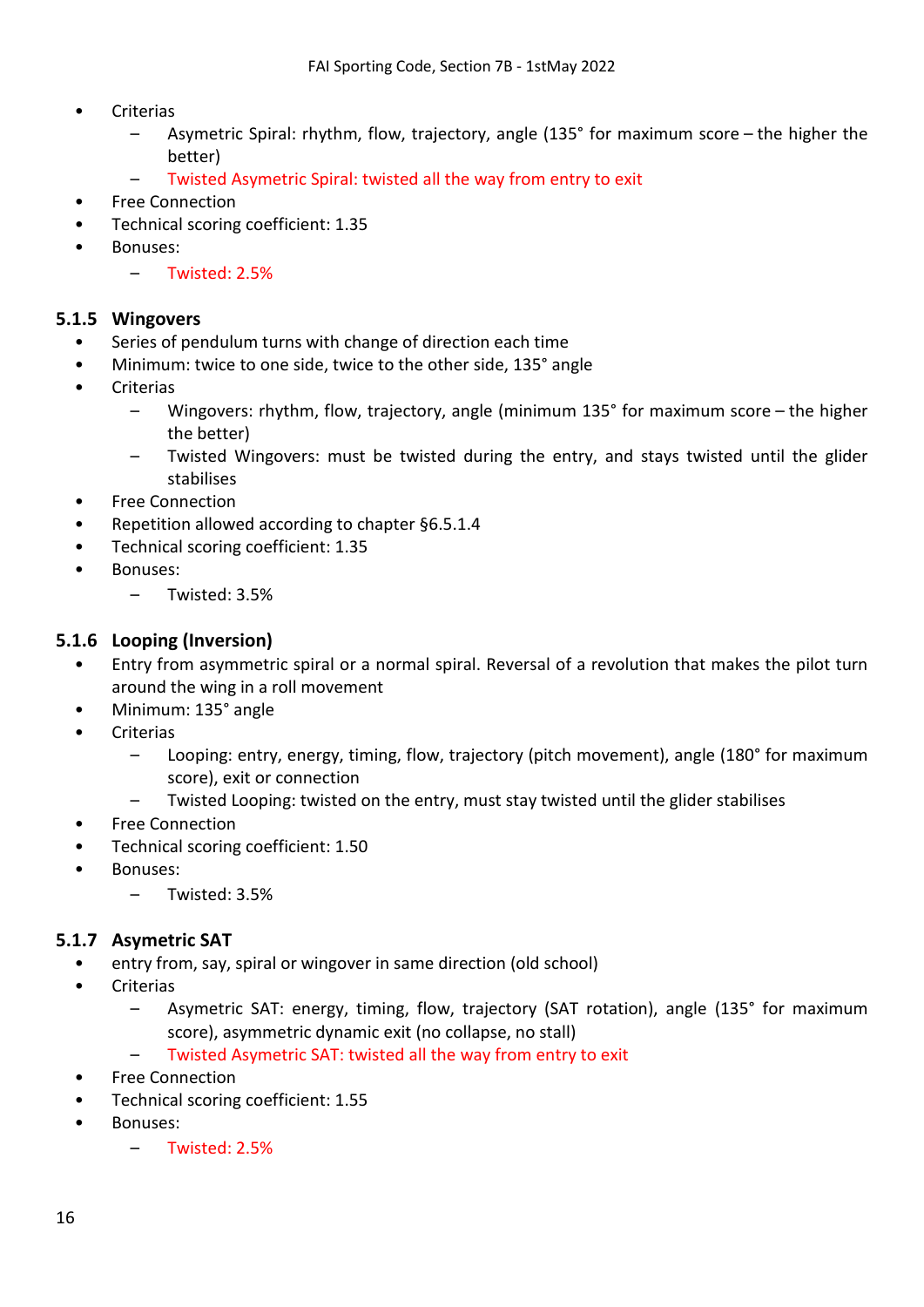- Criterias
  - Asymetric Spiral: rhythm, flow, trajectory, angle (135° for maximum score – the higher the better)
  - Twisted Asymetric Spiral: twisted all the way from entry to exit
- Free Connection
- Technical scoring coefficient: 1.35
- Bonuses:
  - Twisted: 2.5%

### 5.1.5 Wingovers

- Series of pendulum turns with change of direction each time
- Minimum: twice to one side, twice to the other side, 135° angle
- Criterias
  - Wingovers: rhythm, flow, trajectory, angle (minimum 135° for maximum score – the higher the better)
  - Twisted Wingovers: must be twisted during the entry, and stays twisted until the glider stabilises
- Free Connection
- Repetition allowed according to chapter §6.5.1.4
- Technical scoring coefficient: 1.35
- Bonuses:
  - Twisted: 3.5%

### 5.1.6 Looping (Inversion)

- Entry from asymmetric spiral or a normal spiral. Reversal of a revolution that makes the pilot turn around the wing in a roll movement
- Minimum: 135° angle
- Criterias
  - Looping: entry, energy, timing, flow, trajectory (pitch movement), angle (180° for maximum score), exit or connection
  - Twisted Looping: twisted on the entry, must stay twisted until the glider stabilises
- Free Connection
- Technical scoring coefficient: 1.50
- Bonuses:
  - Twisted: 3.5%

### 5.1.7 Asymetric SAT

- entry from, say, spiral or wingover in same direction (old school)
- Criterias
  - Asymetric SAT: energy, timing, flow, trajectory (SAT rotation), angle (135° for maximum score), asymmetric dynamic exit (no collapse, no stall)
  - Twisted Asymetric SAT: twisted all the way from entry to exit
- Free Connection
- Technical scoring coefficient: 1.55
- Bonuses:
  - Twisted: 2.5%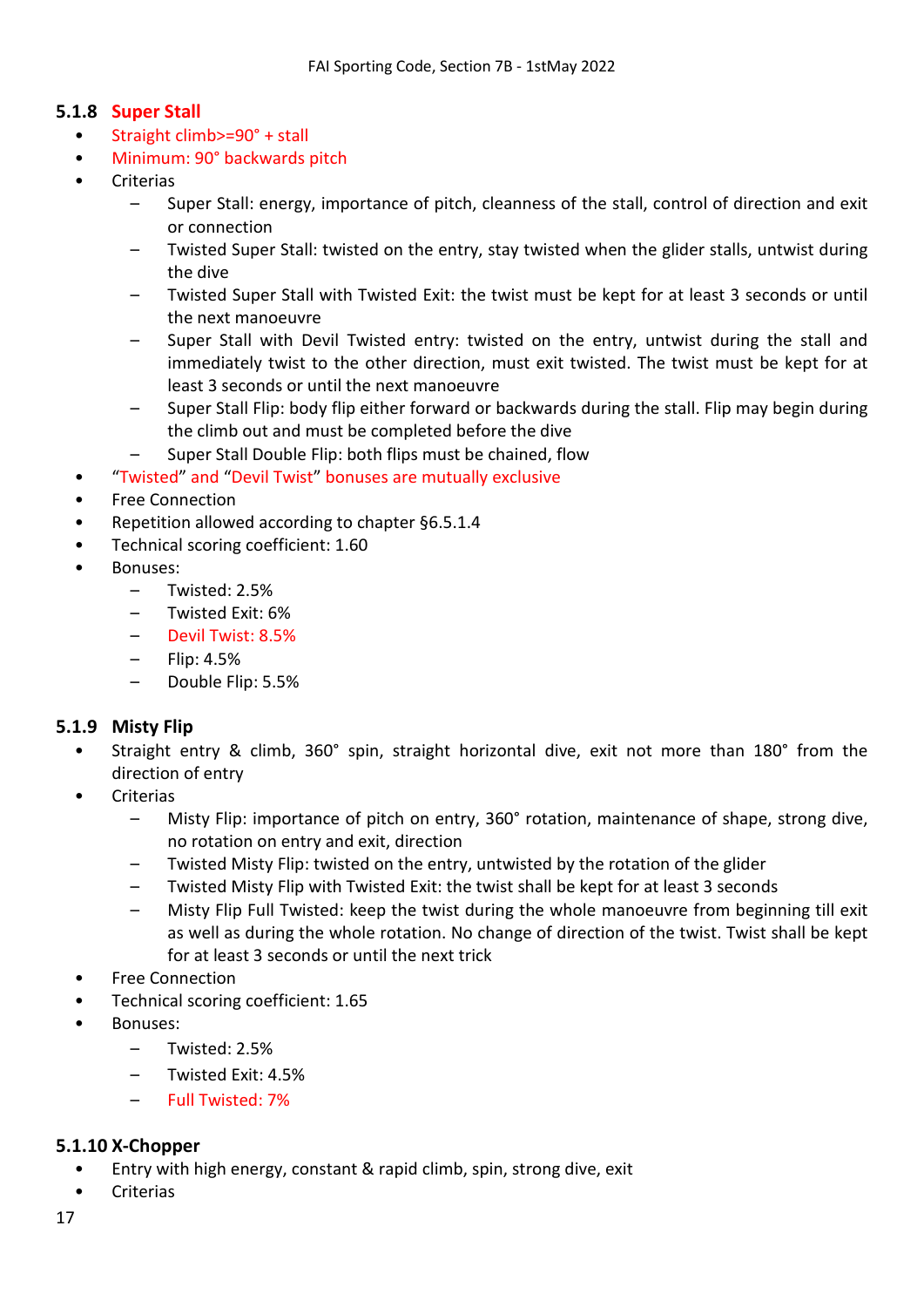### 5.1.8 Super Stall

- Straight climb>=90° + stall
- Minimum: 90° backwards pitch
- Criterias
  - Super Stall: energy, importance of pitch, cleanness of the stall, control of direction and exit or connection
  - Twisted Super Stall: twisted on the entry, stay twisted when the glider stalls, untwist during the dive
  - Twisted Super Stall with Twisted Exit: the twist must be kept for at least 3 seconds or until the next manoeuvre
  - Super Stall with Devil Twisted entry: twisted on the entry, untwist during the stall and immediately twist to the other direction, must exit twisted. The twist must be kept for at least 3 seconds or until the next manoeuvre
  - Super Stall Flip: body flip either forward or backwards during the stall. Flip may begin during the climb out and must be completed before the dive
  - Super Stall Double Flip: both flips must be chained, flow
- "Twisted" and "Devil Twist" bonuses are mutually exclusive
- Free Connection
- Repetition allowed according to chapter §6.5.1.4
- Technical scoring coefficient: 1.60
- Bonuses:
  - Twisted: 2.5%
  - Twisted Exit: 6%
  - Devil Twist: 8.5%
  - Flip: 4.5%
  - Double Flip: 5.5%

### 5.1.9 Misty Flip

- Straight entry & climb, 360° spin, straight horizontal dive, exit not more than 180° from the direction of entry
- Criterias
  - Misty Flip: importance of pitch on entry, 360° rotation, maintenance of shape, strong dive, no rotation on entry and exit, direction
  - Twisted Misty Flip: twisted on the entry, untwisted by the rotation of the glider
  - Twisted Misty Flip with Twisted Exit: the twist shall be kept for at least 3 seconds
  - Misty Flip Full Twisted: keep the twist during the whole manoeuvre from beginning till exit as well as during the whole rotation. No change of direction of the twist. Twist shall be kept for at least 3 seconds or until the next trick
- Free Connection
- Technical scoring coefficient: 1.65
- Bonuses:
  - Twisted: 2.5%
  - Twisted Exit: 4.5%
  - Full Twisted: 7%

### 5.1.10 X-Chopper

- Entry with high energy, constant & rapid climb, spin, strong dive, exit
- Criterias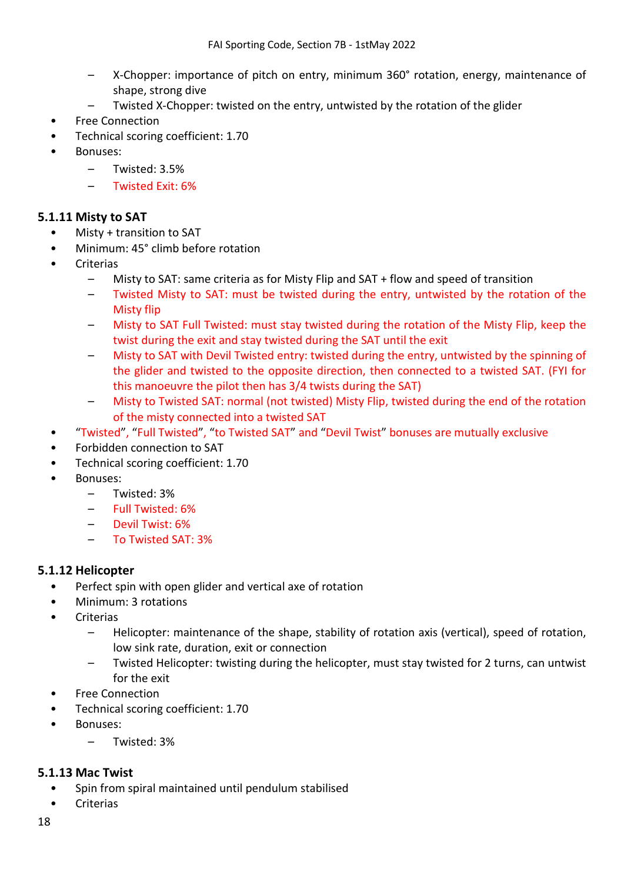- X-Chopper: importance of pitch on entry, minimum 360° rotation, energy, maintenance of shape, strong dive
  - Twisted X-Chopper: twisted on the entry, untwisted by the rotation of the glider
- Free Connection
- Technical scoring coefficient: 1.70
- Bonuses:
  - Twisted: 3.5%
  - Twisted Exit: 6%

### 5.1.11 Misty to SAT

- Misty + transition to SAT
- Minimum: 45° climb before rotation
- Criterias
  - Misty to SAT: same criteria as for Misty Flip and SAT + flow and speed of transition
  - Twisted Misty to SAT: must be twisted during the entry, untwisted by the rotation of the Misty flip
  - Misty to SAT Full Twisted: must stay twisted during the rotation of the Misty Flip, keep the twist during the exit and stay twisted during the SAT until the exit
  - Misty to SAT with Devil Twisted entry: twisted during the entry, untwisted by the spinning of the glider and twisted to the opposite direction, then connected to a twisted SAT. (FYI for this manoeuvre the pilot then has 3/4 twists during the SAT)
  - Misty to Twisted SAT: normal (not twisted) Misty Flip, twisted during the end of the rotation of the misty connected into a twisted SAT
- "Twisted", "Full Twisted", "to Twisted SAT" and "Devil Twist" bonuses are mutually exclusive
- Forbidden connection to SAT
- Technical scoring coefficient: 1.70
- Bonuses:
  - Twisted: 3%
  - Full Twisted: 6%
  - Devil Twist: 6%
  - To Twisted SAT: 3%

### 5.1.12 Helicopter

- Perfect spin with open glider and vertical axe of rotation
- Minimum: 3 rotations
- Criterias
  - Helicopter: maintenance of the shape, stability of rotation axis (vertical), speed of rotation, low sink rate, duration, exit or connection
  - Twisted Helicopter: twisting during the helicopter, must stay twisted for 2 turns, can untwist for the exit
- Free Connection
- Technical scoring coefficient: 1.70
- Bonuses:
  - Twisted: 3%

### 5.1.13 Mac Twist

- Spin from spiral maintained until pendulum stabilised
- Criterias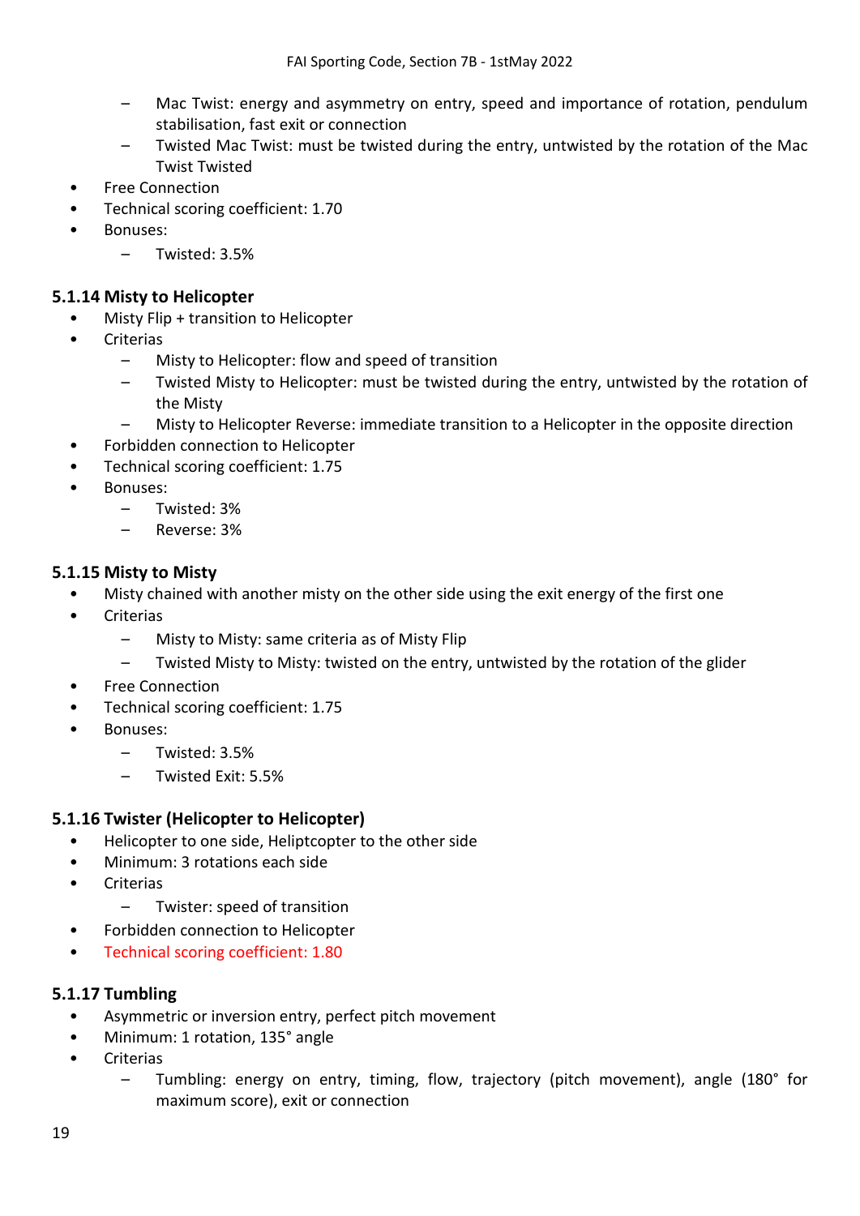- Mac Twist: energy and asymmetry on entry, speed and importance of rotation, pendulum stabilisation, fast exit or connection
  - Twisted Mac Twist: must be twisted during the entry, untwisted by the rotation of the Mac Twist Twisted
- Free Connection
- Technical scoring coefficient: 1.70
- Bonuses:
  - Twisted: 3.5%

### 5.1.14 Misty to Helicopter

- Misty Flip + transition to Helicopter
- Criterias
  - Misty to Helicopter: flow and speed of transition
  - Twisted Misty to Helicopter: must be twisted during the entry, untwisted by the rotation of the Misty
  - Misty to Helicopter Reverse: immediate transition to a Helicopter in the opposite direction
- Forbidden connection to Helicopter
- Technical scoring coefficient: 1.75
- Bonuses:
  - Twisted: 3%
  - Reverse: 3%

### 5.1.15 Misty to Misty

- Misty chained with another misty on the other side using the exit energy of the first one
- Criterias
  - Misty to Misty: same criteria as of Misty Flip
  - Twisted Misty to Misty: twisted on the entry, untwisted by the rotation of the glider
- Free Connection
- Technical scoring coefficient: 1.75
- Bonuses:
  - Twisted: 3.5%
  - Twisted Exit: 5.5%

### 5.1.16 Twister (Helicopter to Helicopter)

- Helicopter to one side, Heliptcopter to the other side
- Minimum: 3 rotations each side
- Criterias
  - Twister: speed of transition
- Forbidden connection to Helicopter
- Technical scoring coefficient: 1.80

### 5.1.17 Tumbling

- Asymmetric or inversion entry, perfect pitch movement
- Minimum: 1 rotation, 135° angle
- Criterias
  - Tumbling: energy on entry, timing, flow, trajectory (pitch movement), angle (180° for maximum score), exit or connection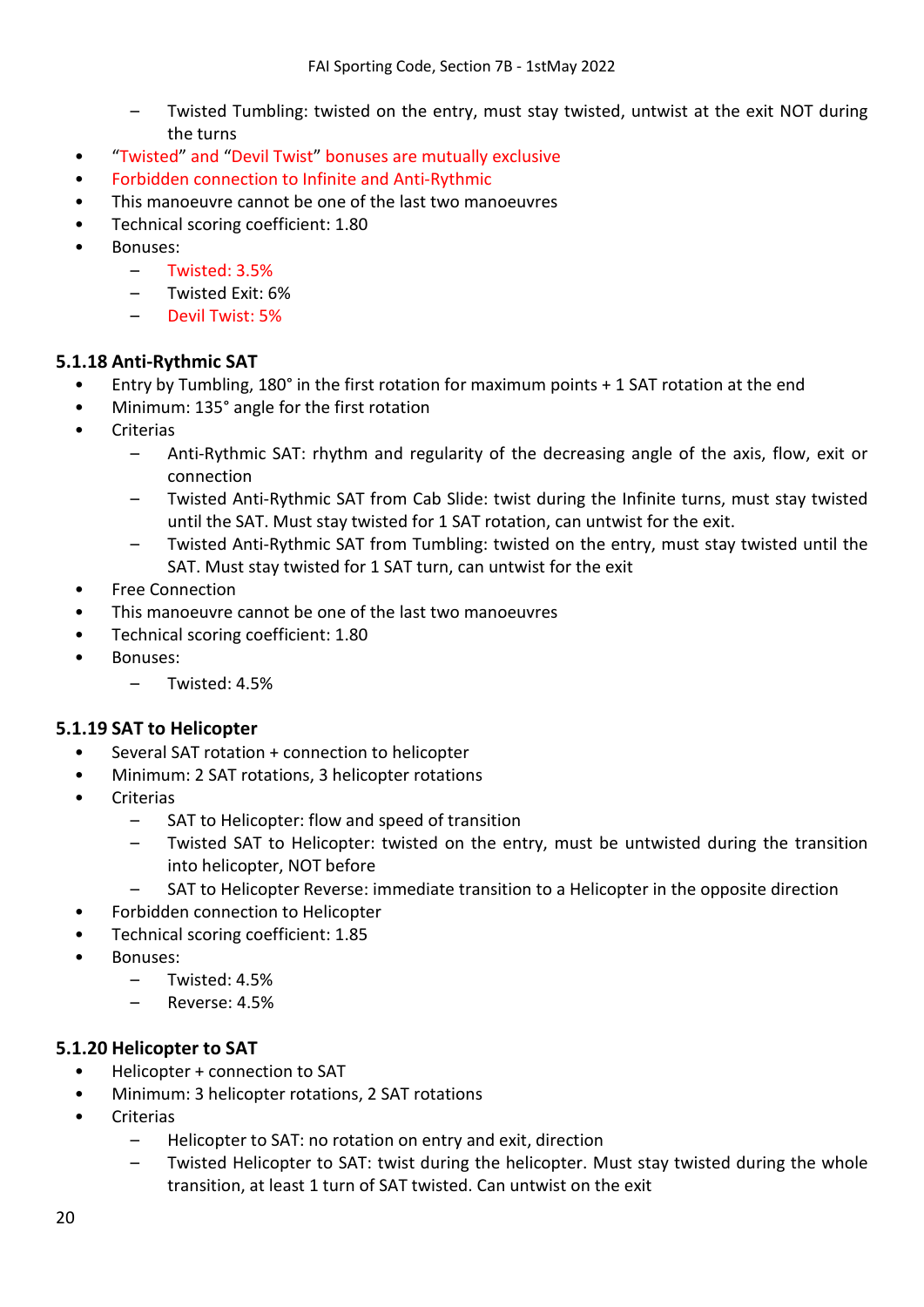- Twisted Tumbling: twisted on the entry, must stay twisted, untwist at the exit NOT during the turns
- "Twisted" and "Devil Twist" bonuses are mutually exclusive
- Forbidden connection to Infinite and Anti-Rythmic
- This manoeuvre cannot be one of the last two manoeuvres
- Technical scoring coefficient: 1.80
- Bonuses:
  - Twisted: 3.5%
  - Twisted Exit: 6%
  - Devil Twist: 5%

### 5.1.18 Anti-Rythmic SAT

- Entry by Tumbling, 180° in the first rotation for maximum points + 1 SAT rotation at the end
- Minimum: 135° angle for the first rotation
- Criterias
  - Anti-Rythmic SAT: rhythm and regularity of the decreasing angle of the axis, flow, exit or connection
  - Twisted Anti-Rythmic SAT from Cab Slide: twist during the Infinite turns, must stay twisted until the SAT. Must stay twisted for 1 SAT rotation, can untwist for the exit.
  - Twisted Anti-Rythmic SAT from Tumbling: twisted on the entry, must stay twisted until the SAT. Must stay twisted for 1 SAT turn, can untwist for the exit
- Free Connection
- This manoeuvre cannot be one of the last two manoeuvres
- Technical scoring coefficient: 1.80
- Bonuses:
  - Twisted: 4.5%

### 5.1.19 SAT to Helicopter

- Several SAT rotation + connection to helicopter
- Minimum: 2 SAT rotations, 3 helicopter rotations
- Criterias
  - SAT to Helicopter: flow and speed of transition
  - Twisted SAT to Helicopter: twisted on the entry, must be untwisted during the transition into helicopter, NOT before
  - SAT to Helicopter Reverse: immediate transition to a Helicopter in the opposite direction
- Forbidden connection to Helicopter
- Technical scoring coefficient: 1.85
- Bonuses:
  - Twisted: 4.5%
  - Reverse: 4.5%

### 5.1.20 Helicopter to SAT

- Helicopter + connection to SAT
- Minimum: 3 helicopter rotations, 2 SAT rotations
- Criterias
  - Helicopter to SAT: no rotation on entry and exit, direction
  - Twisted Helicopter to SAT: twist during the helicopter. Must stay twisted during the whole transition, at least 1 turn of SAT twisted. Can untwist on the exit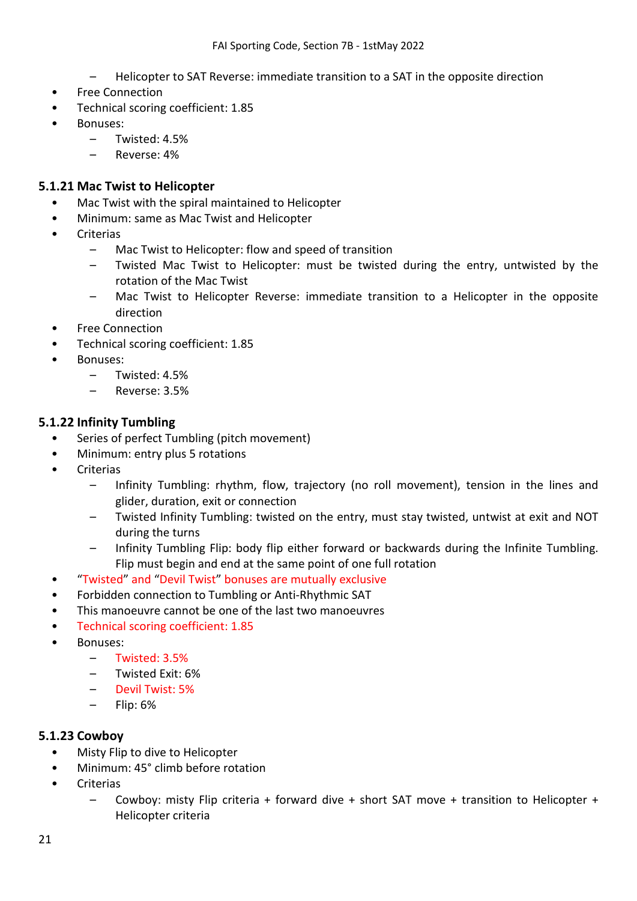- Helicopter to SAT Reverse: immediate transition to a SAT in the opposite direction
- Free Connection
- Technical scoring coefficient: 1.85
- Bonuses:
  - Twisted: 4.5%
  - Reverse: 4%

### 5.1.21 Mac Twist to Helicopter

- Mac Twist with the spiral maintained to Helicopter
- Minimum: same as Mac Twist and Helicopter
- Criterias
  - Mac Twist to Helicopter: flow and speed of transition
  - Twisted Mac Twist to Helicopter: must be twisted during the entry, untwisted by the rotation of the Mac Twist
  - Mac Twist to Helicopter Reverse: immediate transition to a Helicopter in the opposite direction
- Free Connection
- Technical scoring coefficient: 1.85
- Bonuses:
  - Twisted: 4.5%
  - Reverse: 3.5%

### 5.1.22 Infinity Tumbling

- Series of perfect Tumbling (pitch movement)
- Minimum: entry plus 5 rotations
- Criterias
  - Infinity Tumbling: rhythm, flow, trajectory (no roll movement), tension in the lines and glider, duration, exit or connection
  - Twisted Infinity Tumbling: twisted on the entry, must stay twisted, untwist at exit and NOT during the turns
  - Infinity Tumbling Flip: body flip either forward or backwards during the Infinite Tumbling. Flip must begin and end at the same point of one full rotation
- "Twisted" and "Devil Twist" bonuses are mutually exclusive
- Forbidden connection to Tumbling or Anti-Rhythmic SAT
- This manoeuvre cannot be one of the last two manoeuvres
- Technical scoring coefficient: 1.85
- Bonuses:
  - Twisted: 3.5%
  - Twisted Exit: 6%
  - Devil Twist: 5%
  - Flip: 6%

### 5.1.23 Cowboy

- Misty Flip to dive to Helicopter
- Minimum: 45° climb before rotation
- Criterias
  - Cowboy: misty Flip criteria + forward dive + short SAT move + transition to Helicopter + Helicopter criteria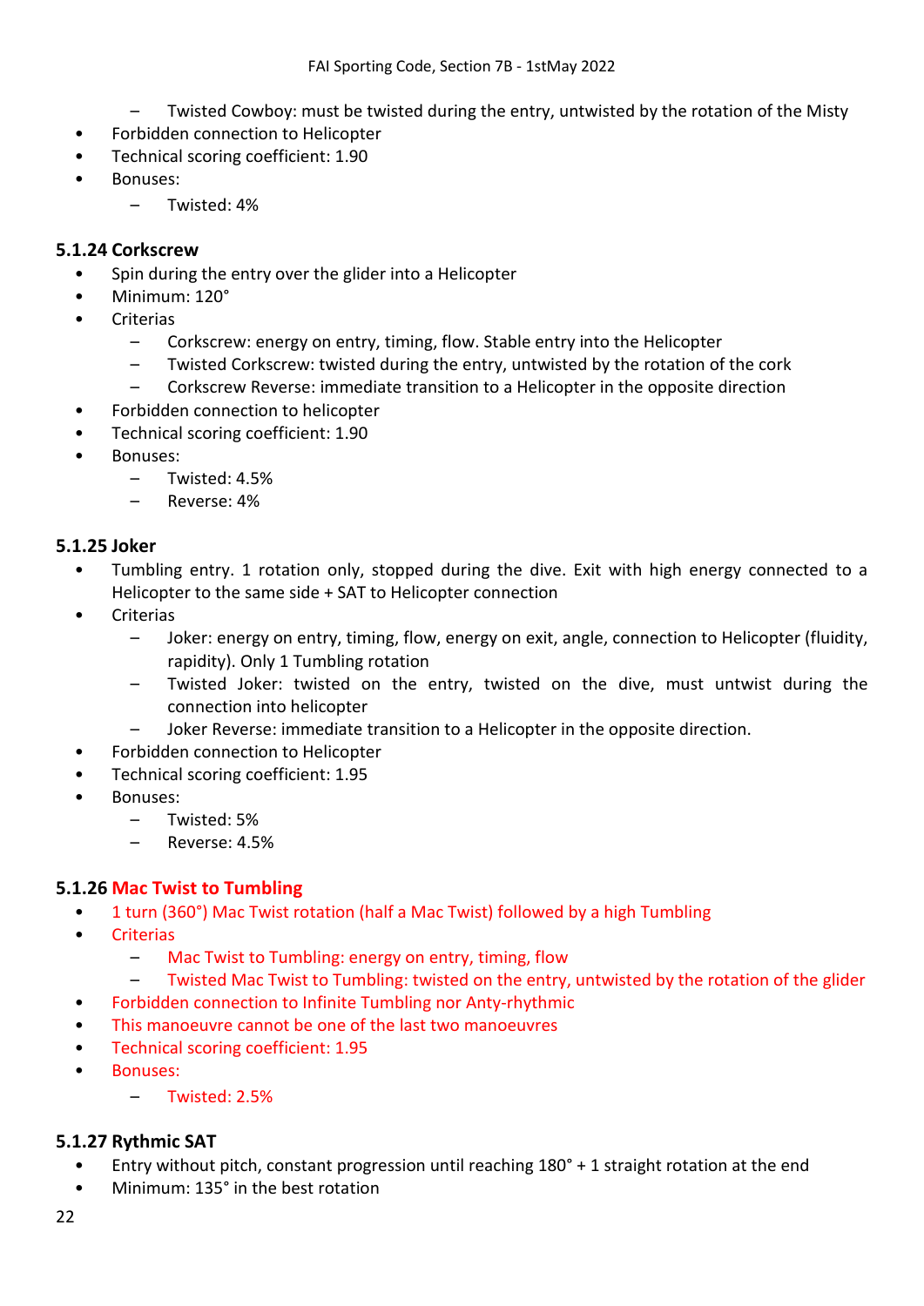- Twisted Cowboy: must be twisted during the entry, untwisted by the rotation of the Misty
- Forbidden connection to Helicopter
- Technical scoring coefficient: 1.90
- Bonuses:
  - Twisted: 4%

### 5.1.24 Corkscrew

- Spin during the entry over the glider into a Helicopter
- Minimum: 120°
- Criterias
  - Corkscrew: energy on entry, timing, flow. Stable entry into the Helicopter
  - Twisted Corkscrew: twisted during the entry, untwisted by the rotation of the cork
  - Corkscrew Reverse: immediate transition to a Helicopter in the opposite direction
- Forbidden connection to helicopter
- Technical scoring coefficient: 1.90
- Bonuses:
  - Twisted: 4.5%
  - Reverse: 4%

### 5.1.25 Joker

- Tumbling entry. 1 rotation only, stopped during the dive. Exit with high energy connected to a Helicopter to the same side + SAT to Helicopter connection
- Criterias
  - Joker: energy on entry, timing, flow, energy on exit, angle, connection to Helicopter (fluidity, rapidity). Only 1 Tumbling rotation
  - Twisted Joker: twisted on the entry, twisted on the dive, must untwist during the connection into helicopter
  - Joker Reverse: immediate transition to a Helicopter in the opposite direction.
- Forbidden connection to Helicopter
- Technical scoring coefficient: 1.95
- Bonuses:
  - Twisted: 5%
  - Reverse: 4.5%

### 5.1.26 Mac Twist to Tumbling

- 1 turn (360°) Mac Twist rotation (half a Mac Twist) followed by a high Tumbling
- Criterias
  - Mac Twist to Tumbling: energy on entry, timing, flow
  - Twisted Mac Twist to Tumbling: twisted on the entry, untwisted by the rotation of the glider
- Forbidden connection to Infinite Tumbling nor Anty-rhythmic
- This manoeuvre cannot be one of the last two manoeuvres
- Technical scoring coefficient: 1.95
- Bonuses:
  - Twisted: 2.5%

### 5.1.27 Rythmic SAT

- Entry without pitch, constant progression until reaching 180° + 1 straight rotation at the end
- Minimum: 135° in the best rotation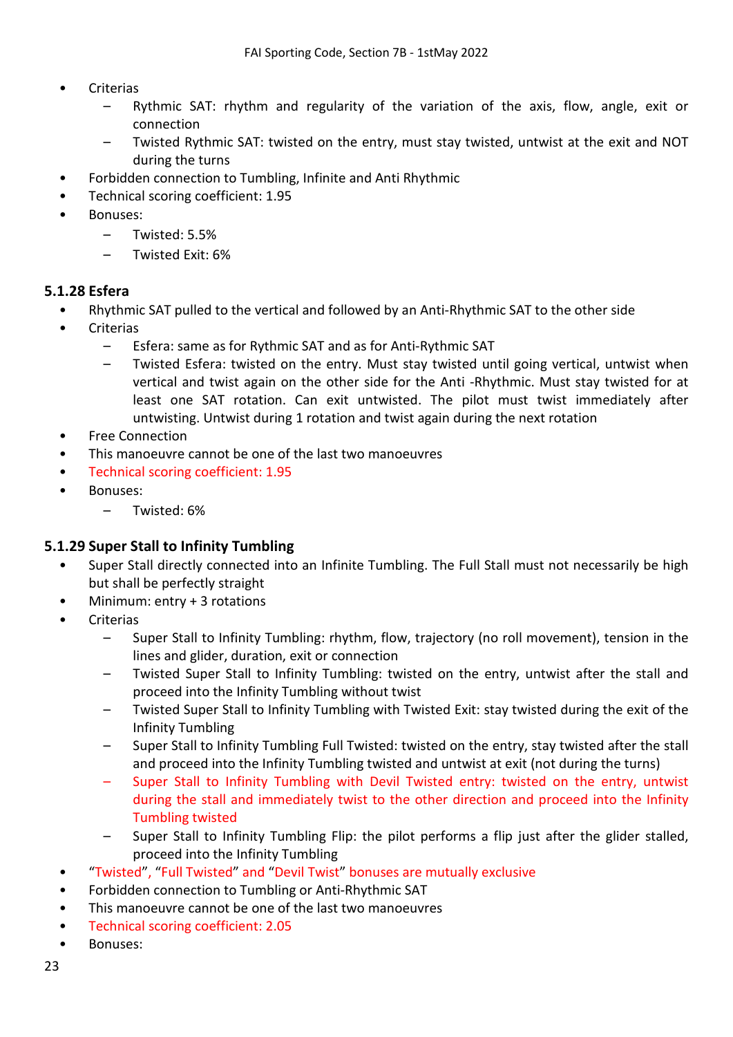- Criterias
  - Rythmic SAT: rhythm and regularity of the variation of the axis, flow, angle, exit or connection
  - Twisted Rythmic SAT: twisted on the entry, must stay twisted, untwist at the exit and NOT during the turns
- Forbidden connection to Tumbling, Infinite and Anti Rhythmic
- Technical scoring coefficient: 1.95
- Bonuses:
  - Twisted: 5.5%
  - Twisted Exit: 6%

### 5.1.28 Esfera

- Rhythmic SAT pulled to the vertical and followed by an Anti-Rhythmic SAT to the other side
- Criterias
  - Esfera: same as for Rythmic SAT and as for Anti-Rythmic SAT
  - Twisted Esfera: twisted on the entry. Must stay twisted until going vertical, untwist when vertical and twist again on the other side for the Anti -Rhythmic. Must stay twisted for at least one SAT rotation. Can exit untwisted. The pilot must twist immediately after untwisting. Untwist during 1 rotation and twist again during the next rotation
- Free Connection
- This manoeuvre cannot be one of the last two manoeuvres
- Technical scoring coefficient: 1.95
- Bonuses:
  - Twisted: 6%

### 5.1.29 Super Stall to Infinity Tumbling

- Super Stall directly connected into an Infinite Tumbling. The Full Stall must not necessarily be high but shall be perfectly straight
- Minimum: entry + 3 rotations
- Criterias
  - Super Stall to Infinity Tumbling: rhythm, flow, trajectory (no roll movement), tension in the lines and glider, duration, exit or connection
  - Twisted Super Stall to Infinity Tumbling: twisted on the entry, untwist after the stall and proceed into the Infinity Tumbling without twist
  - Twisted Super Stall to Infinity Tumbling with Twisted Exit: stay twisted during the exit of the Infinity Tumbling
  - Super Stall to Infinity Tumbling Full Twisted: twisted on the entry, stay twisted after the stall and proceed into the Infinity Tumbling twisted and untwist at exit (not during the turns)
  - Super Stall to Infinity Tumbling with Devil Twisted entry: twisted on the entry, untwist during the stall and immediately twist to the other direction and proceed into the Infinity Tumbling twisted
  - Super Stall to Infinity Tumbling Flip: the pilot performs a flip just after the glider stalled, proceed into the Infinity Tumbling
- "Twisted", "Full Twisted" and "Devil Twist" bonuses are mutually exclusive
- Forbidden connection to Tumbling or Anti-Rhythmic SAT
- This manoeuvre cannot be one of the last two manoeuvres
- Technical scoring coefficient: 2.05
- Bonuses: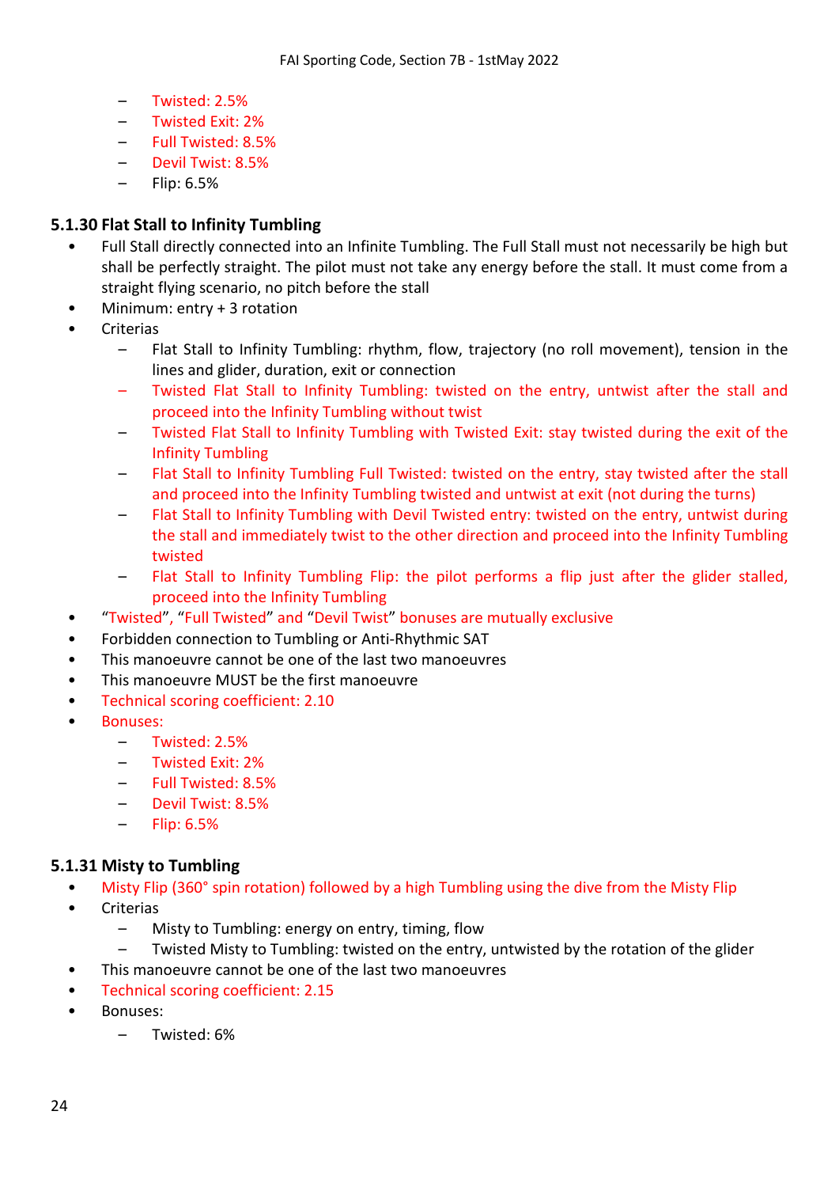- Twisted: 2.5%
- Twisted Exit: 2%
- Full Twisted: 8.5%
- Devil Twist: 8.5%
- Flip: 6.5%

### 5.1.30 Flat Stall to Infinity Tumbling

- Full Stall directly connected into an Infinite Tumbling. The Full Stall must not necessarily be high but shall be perfectly straight. The pilot must not take any energy before the stall. It must come from a straight flying scenario, no pitch before the stall
- Minimum: entry + 3 rotation
- Criterias
  - Flat Stall to Infinity Tumbling: rhythm, flow, trajectory (no roll movement), tension in the lines and glider, duration, exit or connection
  - Twisted Flat Stall to Infinity Tumbling: twisted on the entry, untwist after the stall and proceed into the Infinity Tumbling without twist
  - Twisted Flat Stall to Infinity Tumbling with Twisted Exit: stay twisted during the exit of the Infinity Tumbling
  - Flat Stall to Infinity Tumbling Full Twisted: twisted on the entry, stay twisted after the stall and proceed into the Infinity Tumbling twisted and untwist at exit (not during the turns)
  - Flat Stall to Infinity Tumbling with Devil Twisted entry: twisted on the entry, untwist during the stall and immediately twist to the other direction and proceed into the Infinity Tumbling twisted
  - Flat Stall to Infinity Tumbling Flip: the pilot performs a flip just after the glider stalled, proceed into the Infinity Tumbling
- "Twisted", "Full Twisted" and "Devil Twist" bonuses are mutually exclusive
- Forbidden connection to Tumbling or Anti-Rhythmic SAT
- This manoeuvre cannot be one of the last two manoeuvres
- This manoeuvre MUST be the first manoeuvre
- Technical scoring coefficient: 2.10
- Bonuses:
  - Twisted: 2.5%
  - Twisted Exit: 2%
  - Full Twisted: 8.5%
  - Devil Twist: 8.5%
  - Flip: 6.5%

### 5.1.31 Misty to Tumbling

- Misty Flip (360° spin rotation) followed by a high Tumbling using the dive from the Misty Flip
- Criterias
  - Misty to Tumbling: energy on entry, timing, flow
  - Twisted Misty to Tumbling: twisted on the entry, untwisted by the rotation of the glider
- This manoeuvre cannot be one of the last two manoeuvres
- Technical scoring coefficient: 2.15
- Bonuses:
  - Twisted: 6%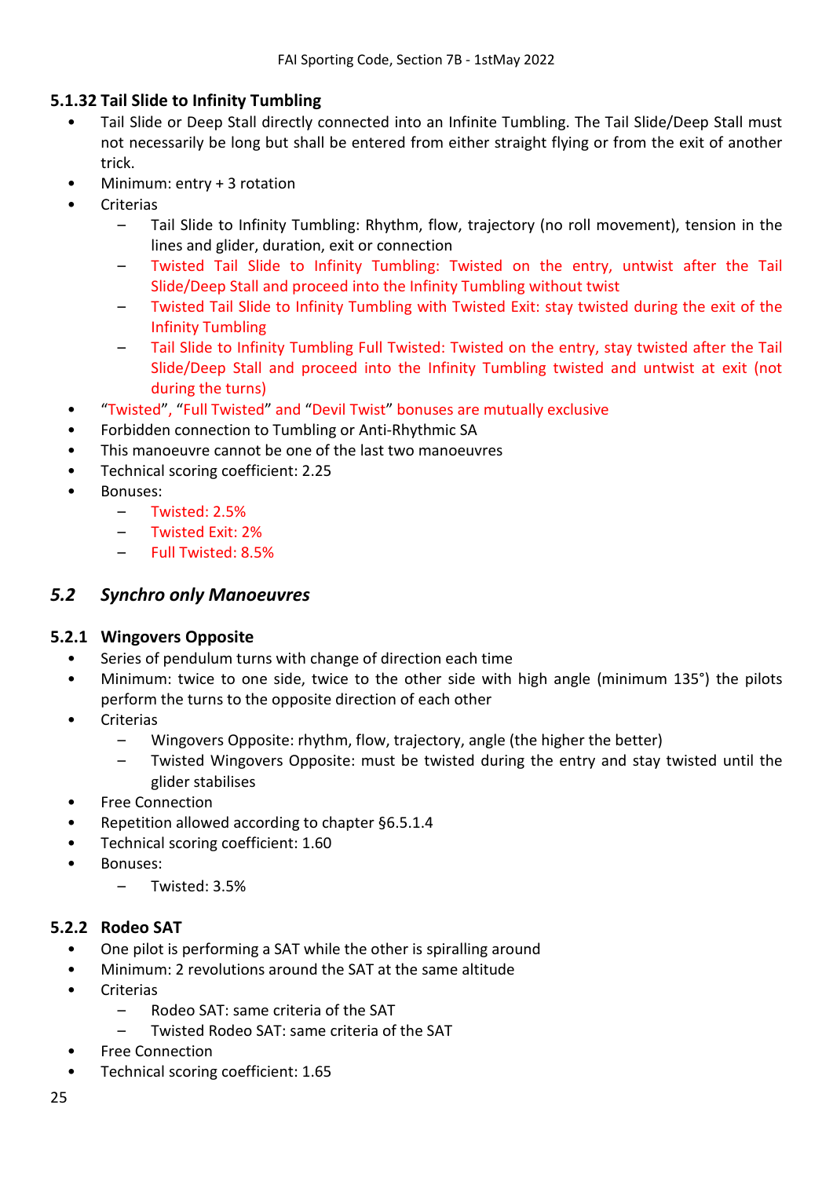### 5.1.32 Tail Slide to Infinity Tumbling

- Tail Slide or Deep Stall directly connected into an Infinite Tumbling. The Tail Slide/Deep Stall must not necessarily be long but shall be entered from either straight flying or from the exit of another trick.
- Minimum: entry + 3 rotation
- Criterias
  - Tail Slide to Infinity Tumbling: Rhythm, flow, trajectory (no roll movement), tension in the lines and glider, duration, exit or connection
  - Twisted Tail Slide to Infinity Tumbling: Twisted on the entry, untwist after the Tail Slide/Deep Stall and proceed into the Infinity Tumbling without twist
  - Twisted Tail Slide to Infinity Tumbling with Twisted Exit: stay twisted during the exit of the Infinity Tumbling
  - Tail Slide to Infinity Tumbling Full Twisted: Twisted on the entry, stay twisted after the Tail Slide/Deep Stall and proceed into the Infinity Tumbling twisted and untwist at exit (not during the turns)
- "Twisted", "Full Twisted" and "Devil Twist" bonuses are mutually exclusive
- Forbidden connection to Tumbling or Anti-Rhythmic SA
- This manoeuvre cannot be one of the last two manoeuvres
- Technical scoring coefficient: 2.25
- Bonuses:
  - Twisted: 2.5%
  - Twisted Exit: 2%
  - Full Twisted: 8.5%

## *5.2 Synchro only Manoeuvres*

### 5.2.1 Wingovers Opposite

- Series of pendulum turns with change of direction each time
- Minimum: twice to one side, twice to the other side with high angle (minimum 135°) the pilots perform the turns to the opposite direction of each other
- Criterias
  - Wingovers Opposite: rhythm, flow, trajectory, angle (the higher the better)
  - Twisted Wingovers Opposite: must be twisted during the entry and stay twisted until the glider stabilises
- Free Connection
- Repetition allowed according to chapter §6.5.1.4
- Technical scoring coefficient: 1.60
- Bonuses:
  - Twisted: 3.5%

### 5.2.2 Rodeo SAT

- One pilot is performing a SAT while the other is spiralling around
- Minimum: 2 revolutions around the SAT at the same altitude
- Criterias
  - Rodeo SAT: same criteria of the SAT
  - Twisted Rodeo SAT: same criteria of the SAT
- Free Connection
- Technical scoring coefficient: 1.65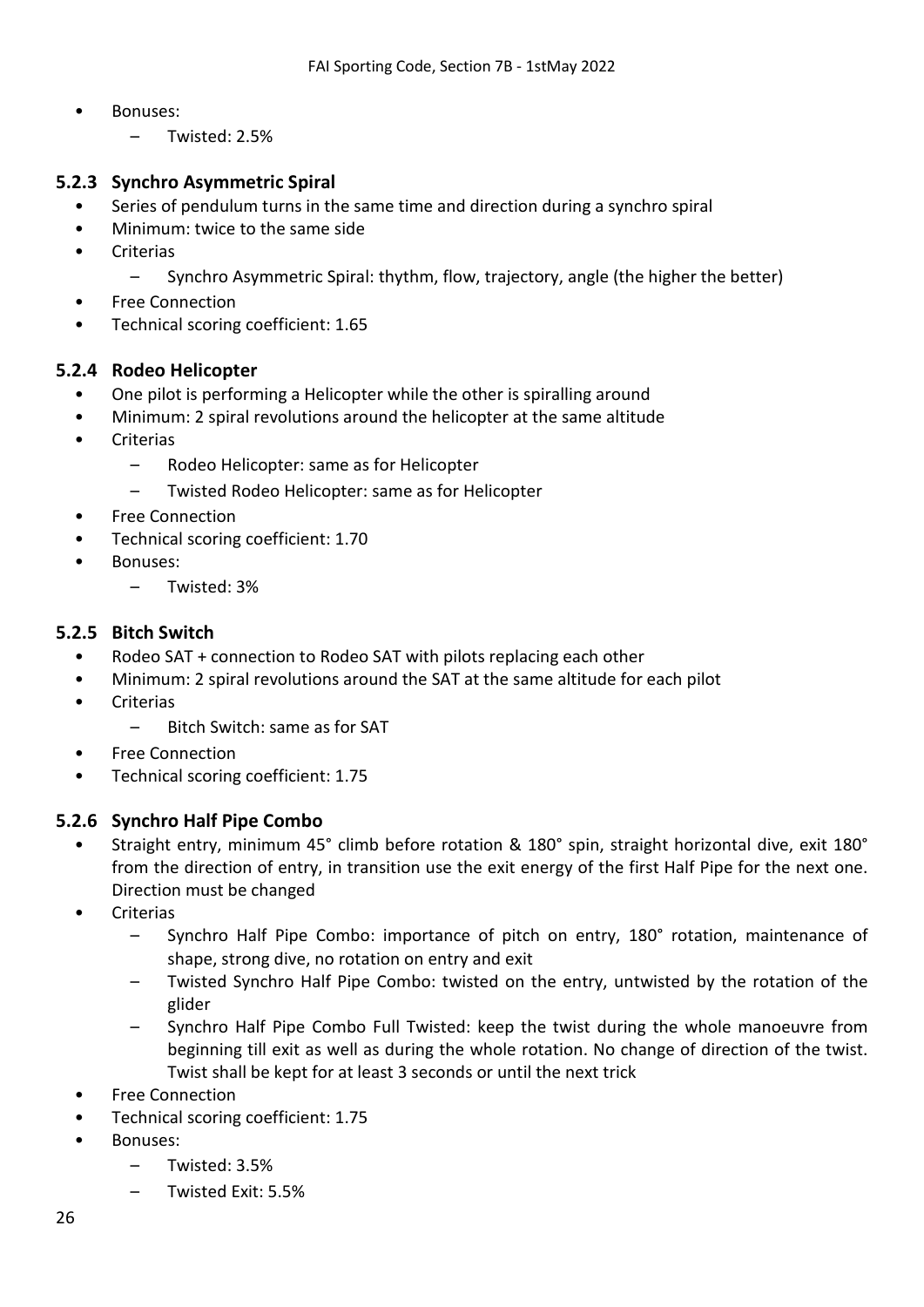- Bonuses:
  - Twisted: 2.5%

### 5.2.3 Synchro Asymmetric Spiral

- Series of pendulum turns in the same time and direction during a synchro spiral
- Minimum: twice to the same side
- Criterias
  - Synchro Asymmetric Spiral: thythm, flow, trajectory, angle (the higher the better)
- Free Connection
- Technical scoring coefficient: 1.65

### 5.2.4 Rodeo Helicopter

- One pilot is performing a Helicopter while the other is spiralling around
- Minimum: 2 spiral revolutions around the helicopter at the same altitude
- Criterias
  - Rodeo Helicopter: same as for Helicopter
  - Twisted Rodeo Helicopter: same as for Helicopter
- Free Connection
- Technical scoring coefficient: 1.70
- Bonuses:
  - Twisted: 3%

### 5.2.5 Bitch Switch

- Rodeo SAT + connection to Rodeo SAT with pilots replacing each other
- Minimum: 2 spiral revolutions around the SAT at the same altitude for each pilot
- Criterias
  - Bitch Switch: same as for SAT
- Free Connection
- Technical scoring coefficient: 1.75

### 5.2.6 Synchro Half Pipe Combo

- Straight entry, minimum 45° climb before rotation & 180° spin, straight horizontal dive, exit 180° from the direction of entry, in transition use the exit energy of the first Half Pipe for the next one. Direction must be changed
- Criterias
  - Synchro Half Pipe Combo: importance of pitch on entry, 180° rotation, maintenance of shape, strong dive, no rotation on entry and exit
  - Twisted Synchro Half Pipe Combo: twisted on the entry, untwisted by the rotation of the glider
  - Synchro Half Pipe Combo Full Twisted: keep the twist during the whole manoeuvre from beginning till exit as well as during the whole rotation. No change of direction of the twist. Twist shall be kept for at least 3 seconds or until the next trick
- Free Connection
- Technical scoring coefficient: 1.75
- Bonuses:
  - Twisted: 3.5%
  - Twisted Exit: 5.5%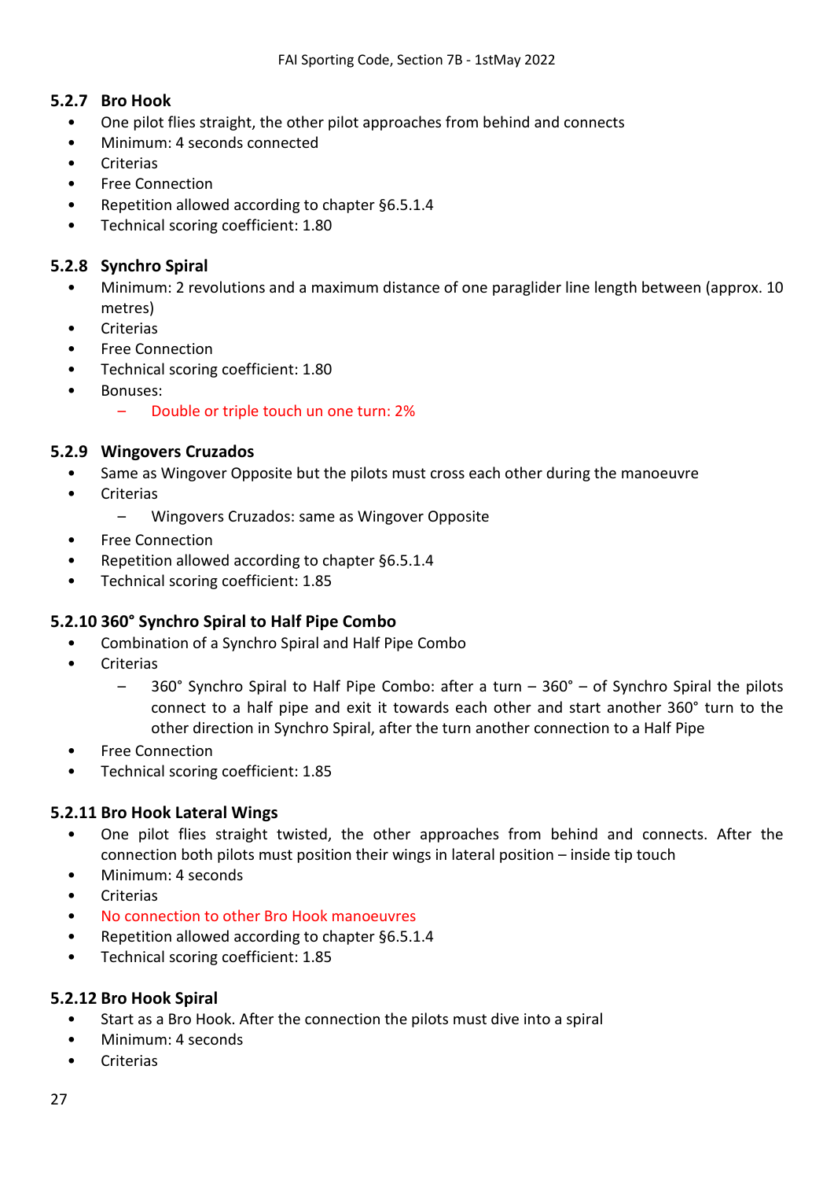### 5.2.7 Bro Hook

- One pilot flies straight, the other pilot approaches from behind and connects
- Minimum: 4 seconds connected
- Criterias
- Free Connection
- Repetition allowed according to chapter §6.5.1.4
- Technical scoring coefficient: 1.80

### 5.2.8 Synchro Spiral

- Minimum: 2 revolutions and a maximum distance of one paraglider line length between (approx. 10 metres)
- Criterias
- Free Connection
- Technical scoring coefficient: 1.80
- Bonuses:
  - Double or triple touch un one turn: 2%

### 5.2.9 Wingovers Cruzados

- Same as Wingover Opposite but the pilots must cross each other during the manoeuvre
- Criterias
  - Wingovers Cruzados: same as Wingover Opposite
- Free Connection
- Repetition allowed according to chapter §6.5.1.4
- Technical scoring coefficient: 1.85

### 5.2.10 360° Synchro Spiral to Half Pipe Combo

- Combination of a Synchro Spiral and Half Pipe Combo
- Criterias
  - 360° Synchro Spiral to Half Pipe Combo: after a turn – 360° – of Synchro Spiral the pilots connect to a half pipe and exit it towards each other and start another 360° turn to the other direction in Synchro Spiral, after the turn another connection to a Half Pipe
- Free Connection
- Technical scoring coefficient: 1.85

### 5.2.11 Bro Hook Lateral Wings

- One pilot flies straight twisted, the other approaches from behind and connects. After the connection both pilots must position their wings in lateral position – inside tip touch
- Minimum: 4 seconds
- Criterias
- No connection to other Bro Hook manoeuvres
- Repetition allowed according to chapter §6.5.1.4
- Technical scoring coefficient: 1.85

### 5.2.12 Bro Hook Spiral

- Start as a Bro Hook. After the connection the pilots must dive into a spiral
- Minimum: 4 seconds
- Criterias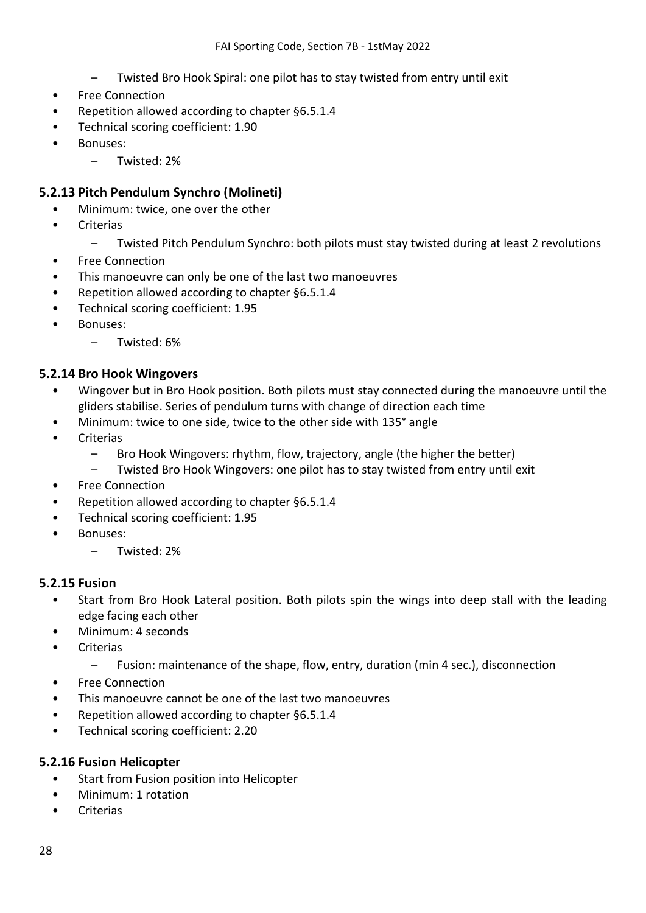- Twisted Bro Hook Spiral: one pilot has to stay twisted from entry until exit
- Free Connection
- Repetition allowed according to chapter §6.5.1.4
- Technical scoring coefficient: 1.90
- Bonuses:
  - Twisted: 2%

### 5.2.13 Pitch Pendulum Synchro (Molineti)

- Minimum: twice, one over the other
- Criterias
  - Twisted Pitch Pendulum Synchro: both pilots must stay twisted during at least 2 revolutions
- Free Connection
- This manoeuvre can only be one of the last two manoeuvres
- Repetition allowed according to chapter §6.5.1.4
- Technical scoring coefficient: 1.95
- Bonuses:
  - Twisted: 6%

### 5.2.14 Bro Hook Wingovers

- Wingover but in Bro Hook position. Both pilots must stay connected during the manoeuvre until the gliders stabilise. Series of pendulum turns with change of direction each time
- Minimum: twice to one side, twice to the other side with 135° angle
- Criterias
  - Bro Hook Wingovers: rhythm, flow, trajectory, angle (the higher the better)
  - Twisted Bro Hook Wingovers: one pilot has to stay twisted from entry until exit
- Free Connection
- Repetition allowed according to chapter §6.5.1.4
- Technical scoring coefficient: 1.95
- Bonuses:
  - Twisted: 2%

### 5.2.15 Fusion

- Start from Bro Hook Lateral position. Both pilots spin the wings into deep stall with the leading edge facing each other
- Minimum: 4 seconds
- Criterias
  - Fusion: maintenance of the shape, flow, entry, duration (min 4 sec.), disconnection
- Free Connection
- This manoeuvre cannot be one of the last two manoeuvres
- Repetition allowed according to chapter §6.5.1.4
- Technical scoring coefficient: 2.20

### 5.2.16 Fusion Helicopter

- Start from Fusion position into Helicopter
- Minimum: 1 rotation
- Criterias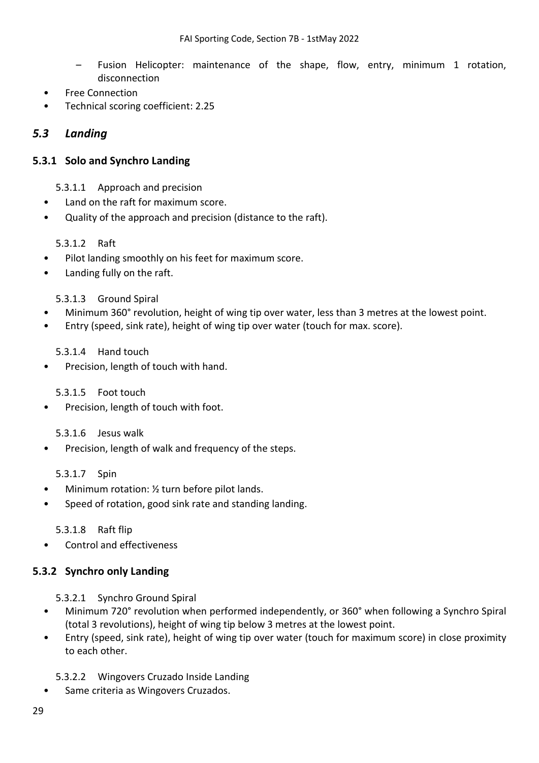- Fusion Helicopter: maintenance of the shape, flow, entry, minimum 1 rotation, disconnection
- Free Connection
- Technical scoring coefficient: 2.25

## *5.3 Landing*

### 5.3.1 Solo and Synchro Landing

#### 5.3.1.1 Approach and precision

- Land on the raft for maximum score.
- Quality of the approach and precision (distance to the raft).

#### 5.3.1.2 Raft

- Pilot landing smoothly on his feet for maximum score.
- Landing fully on the raft.

#### 5.3.1.3 Ground Spiral

- Minimum 360° revolution, height of wing tip over water, less than 3 metres at the lowest point.
- Entry (speed, sink rate), height of wing tip over water (touch for max. score).

#### 5.3.1.4 Hand touch

- Precision, length of touch with hand.

#### 5.3.1.5 Foot touch

- Precision, length of touch with foot.

#### 5.3.1.6 Jesus walk

- Precision, length of walk and frequency of the steps.

#### 5.3.1.7 Spin

- Minimum rotation: ½ turn before pilot lands.
- Speed of rotation, good sink rate and standing landing.

#### 5.3.1.8 Raft flip

- Control and effectiveness

### 5.3.2 Synchro only Landing

#### 5.3.2.1 Synchro Ground Spiral

- Minimum 720° revolution when performed independently, or 360° when following a Synchro Spiral (total 3 revolutions), height of wing tip below 3 metres at the lowest point.
- Entry (speed, sink rate), height of wing tip over water (touch for maximum score) in close proximity to each other.

#### 5.3.2.2 Wingovers Cruzado Inside Landing

- Same criteria as Wingovers Cruzados.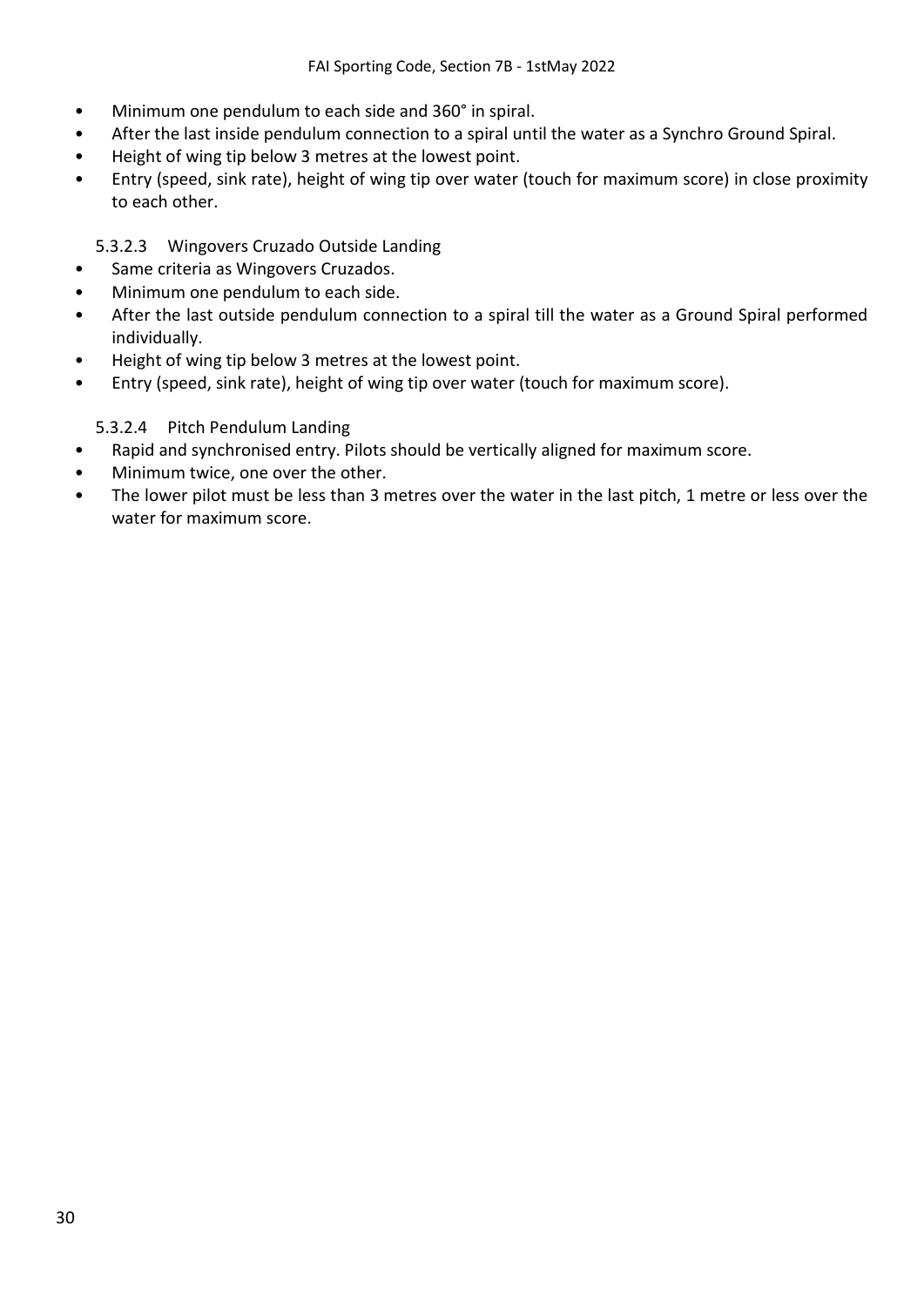- Minimum one pendulum to each side and 360° in spiral.
- After the last inside pendulum connection to a spiral until the water as a Synchro Ground Spiral.
- Height of wing tip below 3 metres at the lowest point.
- Entry (speed, sink rate), height of wing tip over water (touch for maximum score) in close proximity to each other.

#### 5.3.2.3 Wingovers Cruzado Outside Landing

- Same criteria as Wingovers Cruzados.
- Minimum one pendulum to each side.
- After the last outside pendulum connection to a spiral till the water as a Ground Spiral performed individually.
- Height of wing tip below 3 metres at the lowest point.
- Entry (speed, sink rate), height of wing tip over water (touch for maximum score).

#### 5.3.2.4 Pitch Pendulum Landing

- Rapid and synchronised entry. Pilots should be vertically aligned for maximum score.
- Minimum twice, one over the other.
- The lower pilot must be less than 3 metres over the water in the last pitch, 1 metre or less over the water for maximum score.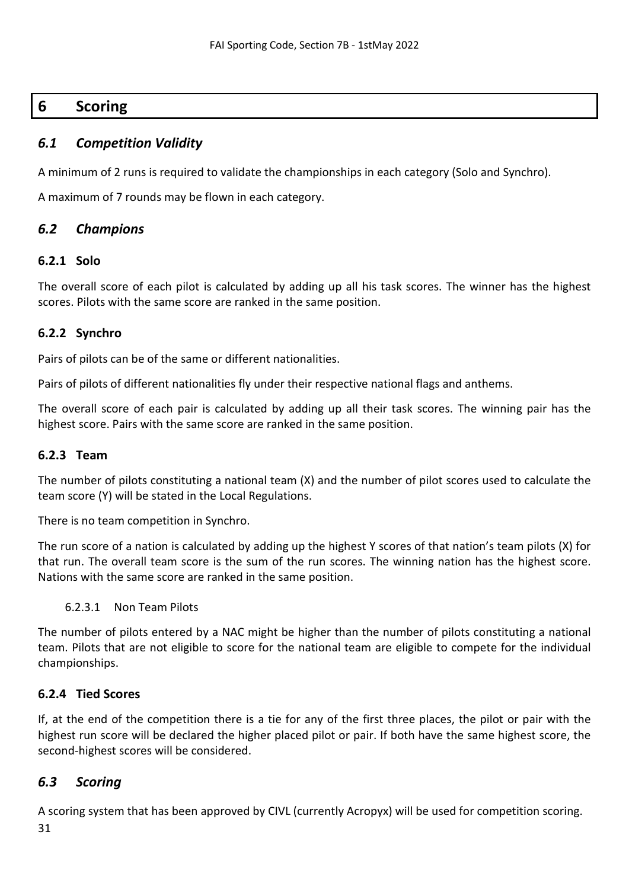# 6 Scoring

## 6.1 Competition Validity

A minimum of 2 runs is required to validate the championships in each category (Solo and Synchro).

A maximum of 7 rounds may be flown in each category.

## 6.2 Champions

### 6.2.1 Solo

The overall score of each pilot is calculated by adding up all his task scores. The winner has the highest scores. Pilots with the same score are ranked in the same position.

### 6.2.2 Synchro

Pairs of pilots can be of the same or different nationalities.

Pairs of pilots of different nationalities fly under their respective national flags and anthems.

The overall score of each pair is calculated by adding up all their task scores. The winning pair has the highest score. Pairs with the same score are ranked in the same position.

### 6.2.3 Team

The number of pilots constituting a national team (X) and the number of pilot scores used to calculate the team score (Y) will be stated in the Local Regulations.

There is no team competition in Synchro.

The run score of a nation is calculated by adding up the highest Y scores of that nation's team pilots (X) for that run. The overall team score is the sum of the run scores. The winning nation has the highest score. Nations with the same score are ranked in the same position.

#### 6.2.3.1 Non Team Pilots

The number of pilots entered by a NAC might be higher than the number of pilots constituting a national team. Pilots that are not eligible to score for the national team are eligible to compete for the individual championships.

### 6.2.4 Tied Scores

If, at the end of the competition there is a tie for any of the first three places, the pilot or pair with the highest run score will be declared the higher placed pilot or pair. If both have the same highest score, the second-highest scores will be considered.

## 6.3 Scoring

A scoring system that has been approved by CIVL (currently Acropyx) will be used for competition scoring.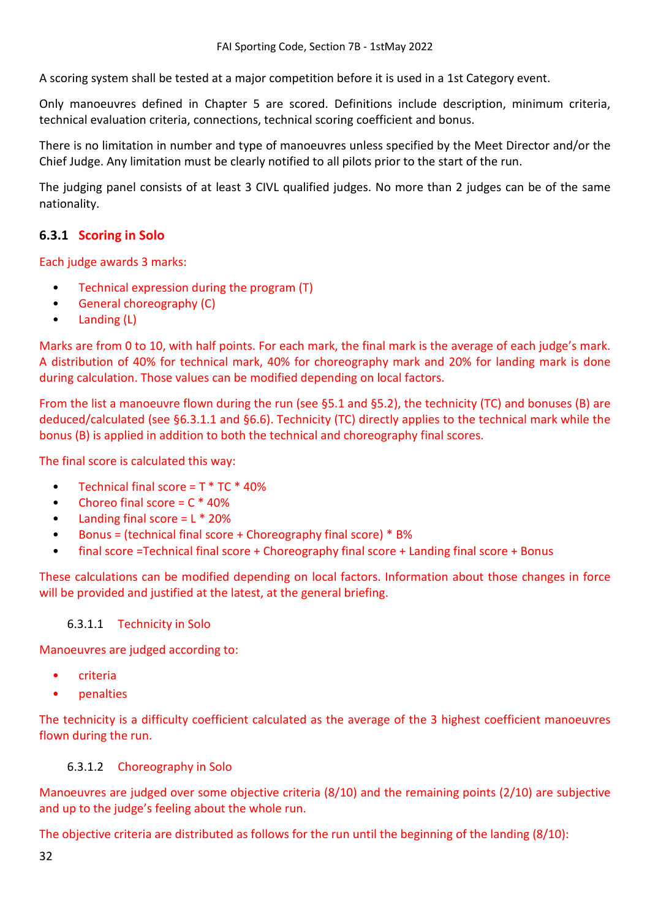A scoring system shall be tested at a major competition before it is used in a 1st Category event.

Only manoeuvres defined in Chapter 5 are scored. Definitions include description, minimum criteria, technical evaluation criteria, connections, technical scoring coefficient and bonus.

There is no limitation in number and type of manoeuvres unless specified by the Meet Director and/or the Chief Judge. Any limitation must be clearly notified to all pilots prior to the start of the run.

The judging panel consists of at least 3 CIVL qualified judges. No more than 2 judges can be of the same nationality.

### 6.3.1 Scoring in Solo

Each judge awards 3 marks:

- Technical expression during the program (T)
- General choreography (C)
- Landing (L)

Marks are from 0 to 10, with half points. For each mark, the final mark is the average of each judge's mark. A distribution of 40% for technical mark, 40% for choreography mark and 20% for landing mark is done during calculation. Those values can be modified depending on local factors.

From the list a manoeuvre flown during the run (see §5.1 and §5.2), the technicity (TC) and bonuses (B) are deduced/calculated (see §6.3.1.1 and §6.6). Technicity (TC) directly applies to the technical mark while the bonus (B) is applied in addition to both the technical and choreography final scores.

The final score is calculated this way:

- Technical final score = T * TC * 40%
- Choreo final score = C * 40%
- Landing final score = L * 20%
- Bonus = (technical final score + Choreography final score) * B%
- final score =Technical final score + Choreography final score + Landing final score + Bonus

These calculations can be modified depending on local factors. Information about those changes in force will be provided and justified at the latest, at the general briefing.

#### 6.3.1.1 Technicity in Solo

Manoeuvres are judged according to:

- criteria
- penalties

The technicity is a difficulty coefficient calculated as the average of the 3 highest coefficient manoeuvres flown during the run.

#### 6.3.1.2 Choreography in Solo

Manoeuvres are judged over some objective criteria (8/10) and the remaining points (2/10) are subjective and up to the judge's feeling about the whole run.

The objective criteria are distributed as follows for the run until the beginning of the landing (8/10):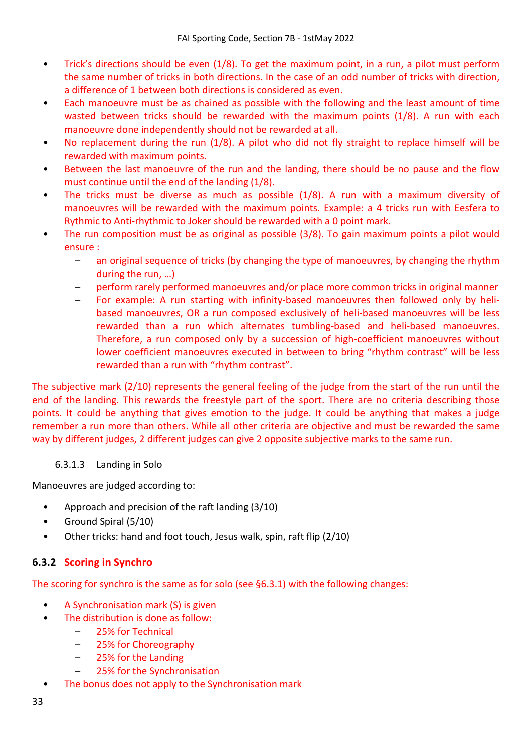- Trick's directions should be even (1/8). To get the maximum point, in a run, a pilot must perform the same number of tricks in both directions. In the case of an odd number of tricks with direction, a difference of 1 between both directions is considered as even.
- Each manoeuvre must be as chained as possible with the following and the least amount of time wasted between tricks should be rewarded with the maximum points (1/8). A run with each manoeuvre done independently should not be rewarded at all.
- No replacement during the run (1/8). A pilot who did not fly straight to replace himself will be rewarded with maximum points.
- Between the last manoeuvre of the run and the landing, there should be no pause and the flow must continue until the end of the landing (1/8).
- The tricks must be diverse as much as possible (1/8). A run with a maximum diversity of manoeuvres will be rewarded with the maximum points. Example: a 4 tricks run with Eesfera to Rythmic to Anti-rhythmic to Joker should be rewarded with a 0 point mark.
- The run composition must be as original as possible (3/8). To gain maximum points a pilot would ensure :
  - an original sequence of tricks (by changing the type of manoeuvres, by changing the rhythm during the run, …)
  - perform rarely performed manoeuvres and/or place more common tricks in original manner
  - For example: A run starting with infinity-based manoeuvres then followed only by heli-based manoeuvres, OR a run composed exclusively of heli-based manoeuvres will be less rewarded than a run which alternates tumbling-based and heli-based manoeuvres. Therefore, a run composed only by a succession of high-coefficient manoeuvres without lower coefficient manoeuvres executed in between to bring "rhythm contrast" will be less rewarded than a run with "rhythm contrast".

The subjective mark (2/10) represents the general feeling of the judge from the start of the run until the end of the landing. This rewards the freestyle part of the sport. There are no criteria describing those points. It could be anything that gives emotion to the judge. It could be anything that makes a judge remember a run more than others. While all other criteria are objective and must be rewarded the same way by different judges, 2 different judges can give 2 opposite subjective marks to the same run.

#### 6.3.1.3 Landing in Solo

Manoeuvres are judged according to:

- Approach and precision of the raft landing (3/10)
- Ground Spiral (5/10)
- Other tricks: hand and foot touch, Jesus walk, spin, raft flip (2/10)

### 6.3.2 Scoring in Synchro

The scoring for synchro is the same as for solo (see §6.3.1) with the following changes:

- A Synchronisation mark (S) is given
- The distribution is done as follow:
  - 25% for Technical
  - 25% for Choreography
  - 25% for the Landing
  - 25% for the Synchronisation
- The bonus does not apply to the Synchronisation mark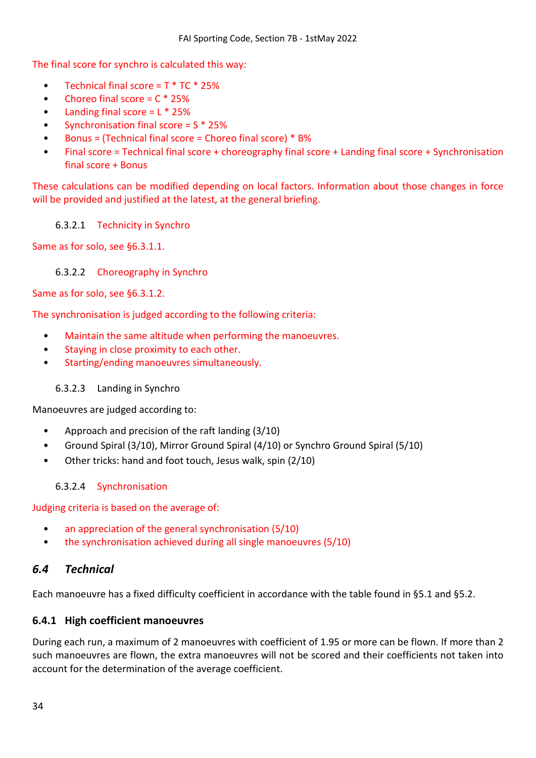The final score for synchro is calculated this way:

- Technical final score = T * TC * 25%
- Choreo final score = C * 25%
- Landing final score = L * 25%
- Synchronisation final score = S * 25%
- Bonus = (Technical final score = Choreo final score) * B%
- Final score = Technical final score + choreography final score + Landing final score + Synchronisation final score + Bonus

These calculations can be modified depending on local factors. Information about those changes in force will be provided and justified at the latest, at the general briefing.

#### 6.3.2.1 Technicity in Synchro

Same as for solo, see §6.3.1.1.

#### 6.3.2.2 Choreography in Synchro

Same as for solo, see §6.3.1.2.

The synchronisation is judged according to the following criteria:

- Maintain the same altitude when performing the manoeuvres.
- Staying in close proximity to each other.
- Starting/ending manoeuvres simultaneously.

#### 6.3.2.3 Landing in Synchro

Manoeuvres are judged according to:

- Approach and precision of the raft landing (3/10)
- Ground Spiral (3/10), Mirror Ground Spiral (4/10) or Synchro Ground Spiral (5/10)
- Other tricks: hand and foot touch, Jesus walk, spin (2/10)

#### 6.3.2.4 Synchronisation

Judging criteria is based on the average of:

- an appreciation of the general synchronisation (5/10)
- the synchronisation achieved during all single manoeuvres (5/10)

## *6.4 Technical*

Each manoeuvre has a fixed difficulty coefficient in accordance with the table found in §5.1 and §5.2.

### 6.4.1 High coefficient manoeuvres

During each run, a maximum of 2 manoeuvres with coefficient of 1.95 or more can be flown. If more than 2 such manoeuvres are flown, the extra manoeuvres will not be scored and their coefficients not taken into account for the determination of the average coefficient.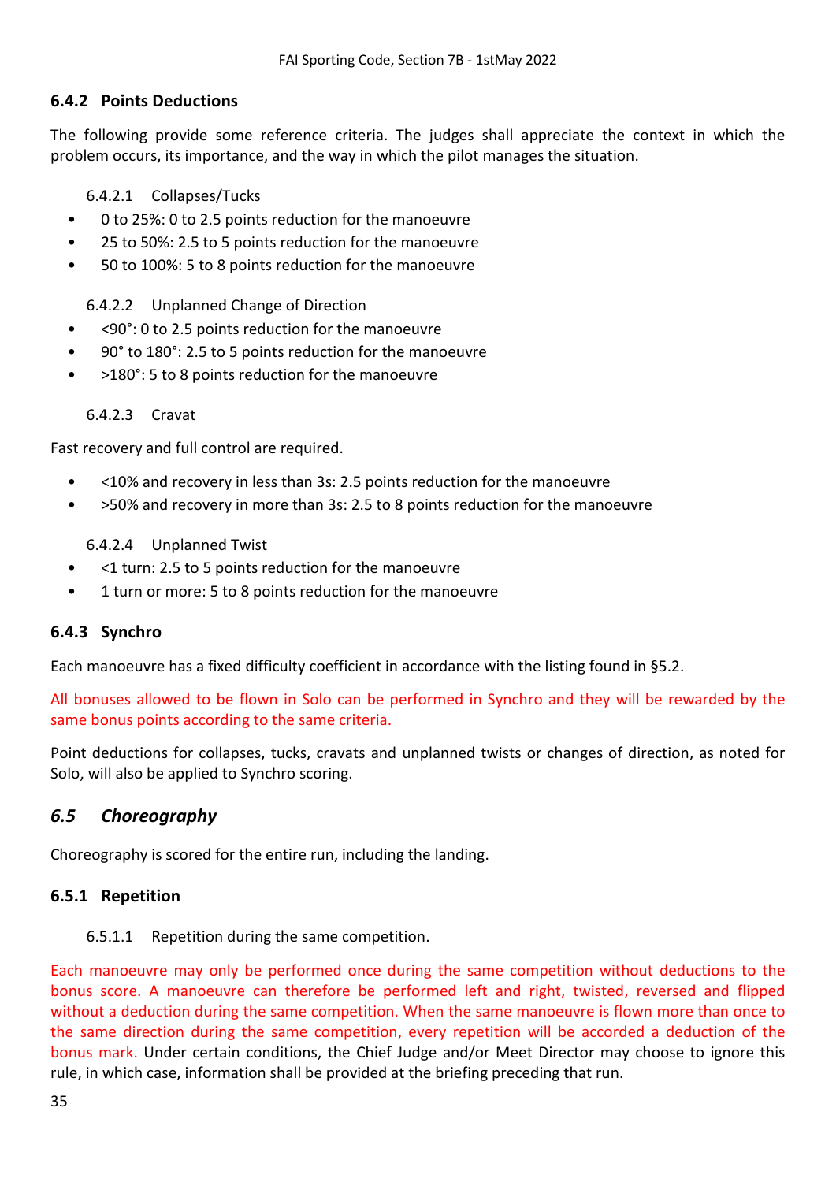### 6.4.2 Points Deductions

The following provide some reference criteria. The judges shall appreciate the context in which the problem occurs, its importance, and the way in which the pilot manages the situation.

#### 6.4.2.1 Collapses/Tucks

- 0 to 25%: 0 to 2.5 points reduction for the manoeuvre
- 25 to 50%: 2.5 to 5 points reduction for the manoeuvre
- 50 to 100%: 5 to 8 points reduction for the manoeuvre

#### 6.4.2.2 Unplanned Change of Direction

- <90°: 0 to 2.5 points reduction for the manoeuvre
- 90° to 180°: 2.5 to 5 points reduction for the manoeuvre
- >180°: 5 to 8 points reduction for the manoeuvre

#### 6.4.2.3 Cravat

Fast recovery and full control are required.

- <10% and recovery in less than 3s: 2.5 points reduction for the manoeuvre
- >50% and recovery in more than 3s: 2.5 to 8 points reduction for the manoeuvre

#### 6.4.2.4 Unplanned Twist

- <1 turn: 2.5 to 5 points reduction for the manoeuvre
- 1 turn or more: 5 to 8 points reduction for the manoeuvre

### 6.4.3 Synchro

Each manoeuvre has a fixed difficulty coefficient in accordance with the listing found in §5.2.

All bonuses allowed to be flown in Solo can be performed in Synchro and they will be rewarded by the same bonus points according to the same criteria.

Point deductions for collapses, tucks, cravats and unplanned twists or changes of direction, as noted for Solo, will also be applied to Synchro scoring.

## *6.5 Choreography*

Choreography is scored for the entire run, including the landing.

### 6.5.1 Repetition

#### 6.5.1.1 Repetition during the same competition.

Each manoeuvre may only be performed once during the same competition without deductions to the bonus score. A manoeuvre can therefore be performed left and right, twisted, reversed and flipped without a deduction during the same competition. When the same manoeuvre is flown more than once to the same direction during the same competition, every repetition will be accorded a deduction of the bonus mark. Under certain conditions, the Chief Judge and/or Meet Director may choose to ignore this rule, in which case, information shall be provided at the briefing preceding that run.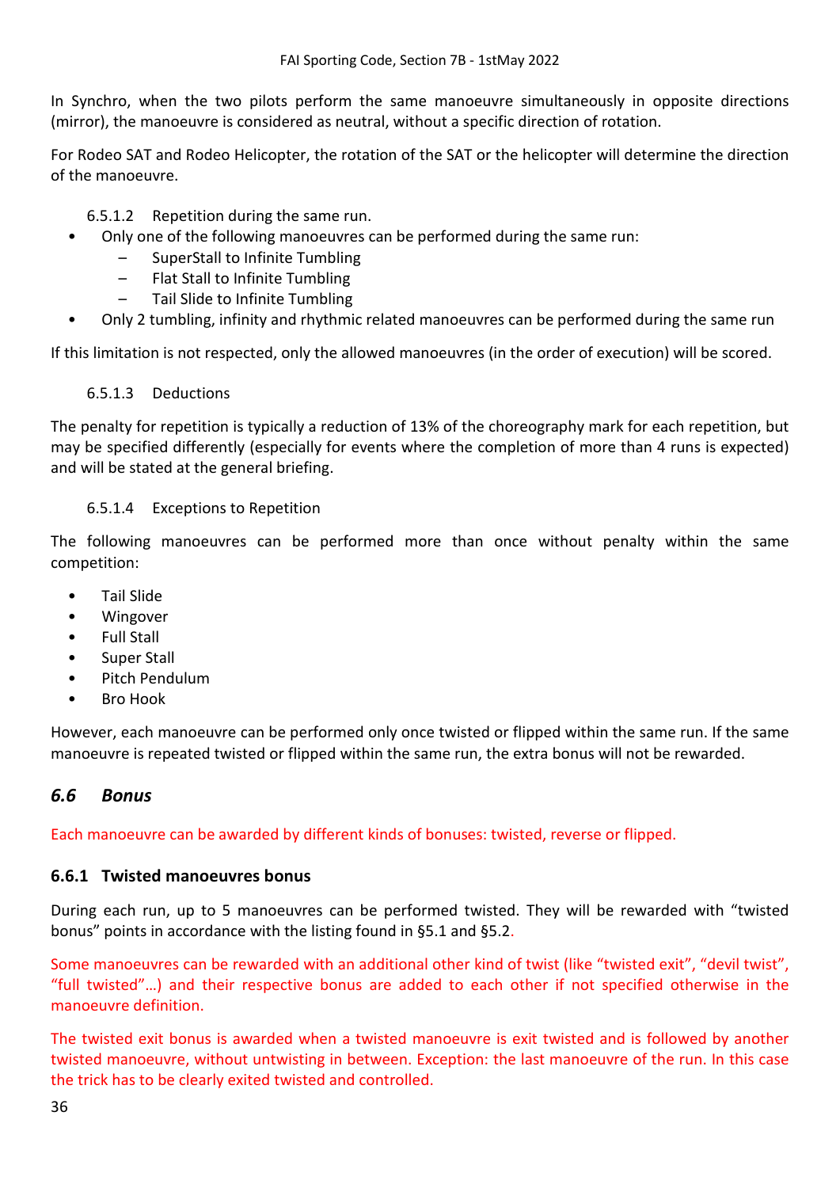In Synchro, when the two pilots perform the same manoeuvre simultaneously in opposite directions (mirror), the manoeuvre is considered as neutral, without a specific direction of rotation.

For Rodeo SAT and Rodeo Helicopter, the rotation of the SAT or the helicopter will determine the direction of the manoeuvre.

6.5.1.2 Repetition during the same run.

- Only one of the following manoeuvres can be performed during the same run:
  - SuperStall to Infinite Tumbling
  - Flat Stall to Infinite Tumbling
  - Tail Slide to Infinite Tumbling
- Only 2 tumbling, infinity and rhythmic related manoeuvres can be performed during the same run

If this limitation is not respected, only the allowed manoeuvres (in the order of execution) will be scored.

6.5.1.3 Deductions

The penalty for repetition is typically a reduction of 13% of the choreography mark for each repetition, but may be specified differently (especially for events where the completion of more than 4 runs is expected) and will be stated at the general briefing.

6.5.1.4 Exceptions to Repetition

The following manoeuvres can be performed more than once without penalty within the same competition:

- Tail Slide
- Wingover
- Full Stall
- Super Stall
- Pitch Pendulum
- Bro Hook

However, each manoeuvre can be performed only once twisted or flipped within the same run. If the same manoeuvre is repeated twisted or flipped within the same run, the extra bonus will not be rewarded.

## *6.6 Bonus*

Each manoeuvre can be awarded by different kinds of bonuses: twisted, reverse or flipped.

### 6.6.1 Twisted manoeuvres bonus

During each run, up to 5 manoeuvres can be performed twisted. They will be rewarded with “twisted bonus” points in accordance with the listing found in §5.1 and §5.2.

Some manoeuvres can be rewarded with an additional other kind of twist (like “twisted exit”, “devil twist”, “full twisted”…) and their respective bonus are added to each other if not specified otherwise in the manoeuvre definition.

The twisted exit bonus is awarded when a twisted manoeuvre is exit twisted and is followed by another twisted manoeuvre, without untwisting in between. Exception: the last manoeuvre of the run. In this case the trick has to be clearly exited twisted and controlled.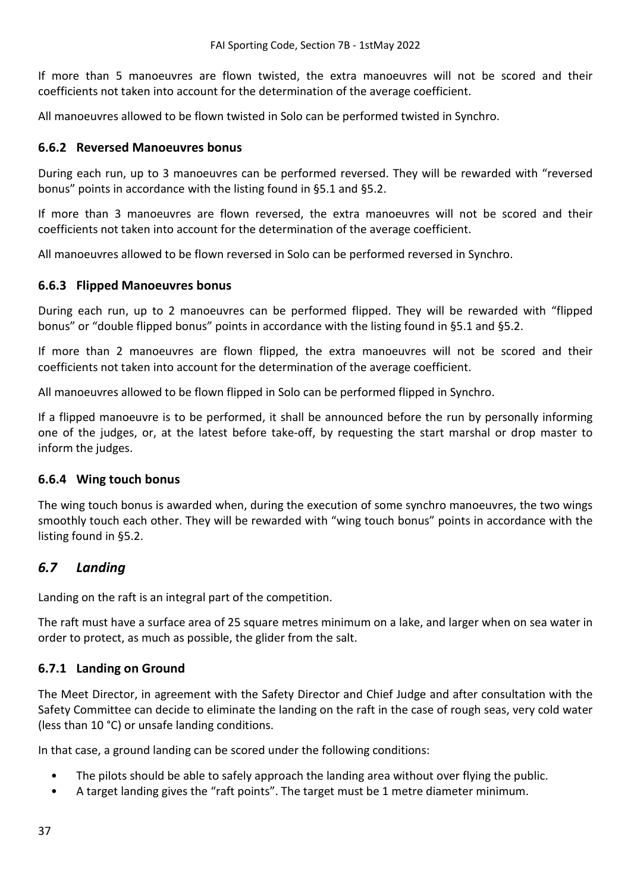If more than 5 manoeuvres are flown twisted, the extra manoeuvres will not be scored and their coefficients not taken into account for the determination of the average coefficient.

All manoeuvres allowed to be flown twisted in Solo can be performed twisted in Synchro.

### 6.6.2 Reversed Manoeuvres bonus

During each run, up to 3 manoeuvres can be performed reversed. They will be rewarded with "reversed bonus" points in accordance with the listing found in §5.1 and §5.2.

If more than 3 manoeuvres are flown reversed, the extra manoeuvres will not be scored and their coefficients not taken into account for the determination of the average coefficient.

All manoeuvres allowed to be flown reversed in Solo can be performed reversed in Synchro.

### 6.6.3 Flipped Manoeuvres bonus

During each run, up to 2 manoeuvres can be performed flipped. They will be rewarded with "flipped bonus" or "double flipped bonus" points in accordance with the listing found in §5.1 and §5.2.

If more than 2 manoeuvres are flown flipped, the extra manoeuvres will not be scored and their coefficients not taken into account for the determination of the average coefficient.

All manoeuvres allowed to be flown flipped in Solo can be performed flipped in Synchro.

If a flipped manoeuvre is to be performed, it shall be announced before the run by personally informing one of the judges, or, at the latest before take-off, by requesting the start marshal or drop master to inform the judges.

### 6.6.4 Wing touch bonus

The wing touch bonus is awarded when, during the execution of some synchro manoeuvres, the two wings smoothly touch each other. They will be rewarded with "wing touch bonus" points in accordance with the listing found in §5.2.

## *6.7 Landing*

Landing on the raft is an integral part of the competition.

The raft must have a surface area of 25 square metres minimum on a lake, and larger when on sea water in order to protect, as much as possible, the glider from the salt.

### 6.7.1 Landing on Ground

The Meet Director, in agreement with the Safety Director and Chief Judge and after consultation with the Safety Committee can decide to eliminate the landing on the raft in the case of rough seas, very cold water (less than 10 °C) or unsafe landing conditions.

In that case, a ground landing can be scored under the following conditions:

- The pilots should be able to safely approach the landing area without over flying the public.
- A target landing gives the "raft points". The target must be 1 metre diameter minimum.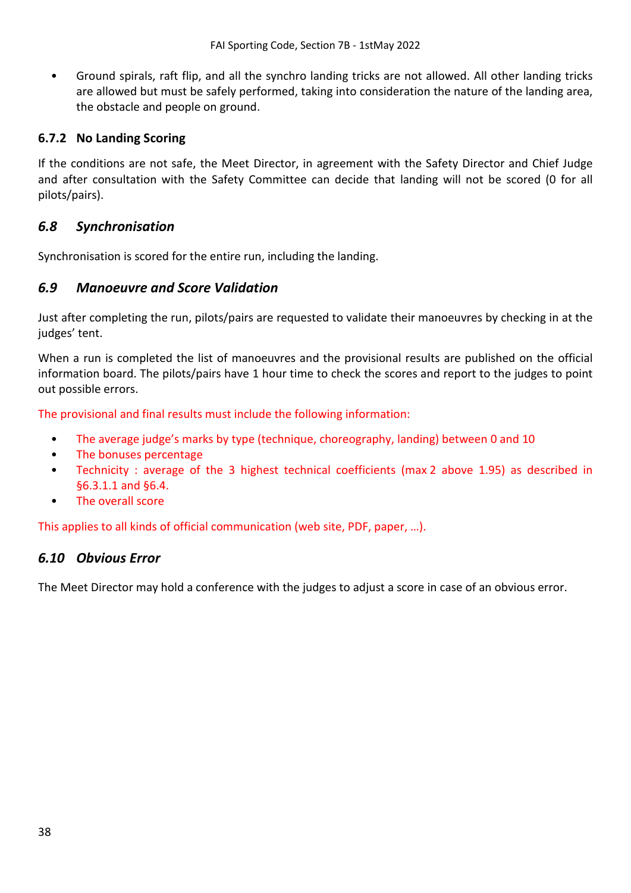- Ground spirals, raft flip, and all the synchro landing tricks are not allowed. All other landing tricks are allowed but must be safely performed, taking into consideration the nature of the landing area, the obstacle and people on ground.

### 6.7.2 No Landing Scoring

If the conditions are not safe, the Meet Director, in agreement with the Safety Director and Chief Judge and after consultation with the Safety Committee can decide that landing will not be scored (0 for all pilots/pairs).

## *6.8 Synchronisation*

Synchronisation is scored for the entire run, including the landing.

## *6.9 Manoeuvre and Score Validation*

Just after completing the run, pilots/pairs are requested to validate their manoeuvres by checking in at the judges' tent.

When a run is completed the list of manoeuvres and the provisional results are published on the official information board. The pilots/pairs have 1 hour time to check the scores and report to the judges to point out possible errors.

The provisional and final results must include the following information:

- The average judge's marks by type (technique, choreography, landing) between 0 and 10
- The bonuses percentage
- Technicity : average of the 3 highest technical coefficients (max 2 above 1.95) as described in §6.3.1.1 and §6.4.
- The overall score

This applies to all kinds of official communication (web site, PDF, paper, …).

## *6.10 Obvious Error*

The Meet Director may hold a conference with the judges to adjust a score in case of an obvious error.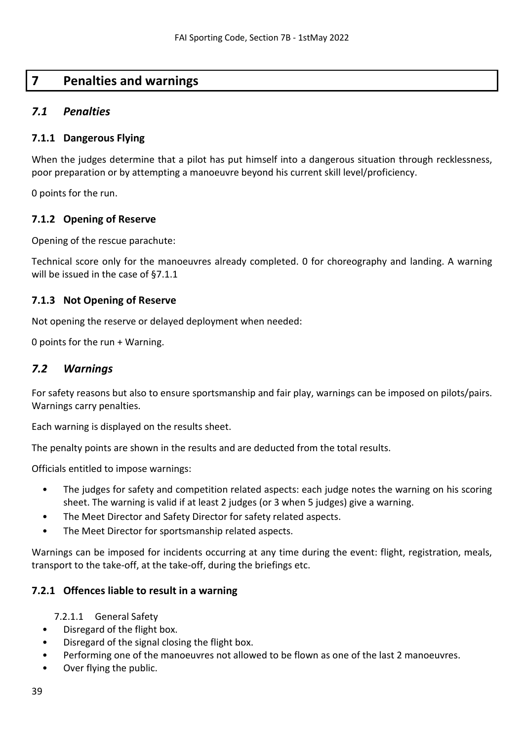# 7 Penalties and warnings

## *7.1 Penalties*

### 7.1.1 Dangerous Flying

When the judges determine that a pilot has put himself into a dangerous situation through recklessness, poor preparation or by attempting a manoeuvre beyond his current skill level/proficiency.

0 points for the run.

### 7.1.2 Opening of Reserve

Opening of the rescue parachute:

Technical score only for the manoeuvres already completed. 0 for choreography and landing. A warning will be issued in the case of §7.1.1

### 7.1.3 Not Opening of Reserve

Not opening the reserve or delayed deployment when needed:

0 points for the run + Warning.

## *7.2 Warnings*

For safety reasons but also to ensure sportsmanship and fair play, warnings can be imposed on pilots/pairs. Warnings carry penalties.

Each warning is displayed on the results sheet.

The penalty points are shown in the results and are deducted from the total results.

Officials entitled to impose warnings:

- The judges for safety and competition related aspects: each judge notes the warning on his scoring sheet. The warning is valid if at least 2 judges (or 3 when 5 judges) give a warning.
- The Meet Director and Safety Director for safety related aspects.
- The Meet Director for sportsmanship related aspects.

Warnings can be imposed for incidents occurring at any time during the event: flight, registration, meals, transport to the take-off, at the take-off, during the briefings etc.

### 7.2.1 Offences liable to result in a warning

#### 7.2.1.1 General Safety

- Disregard of the flight box.
- Disregard of the signal closing the flight box.
- Performing one of the manoeuvres not allowed to be flown as one of the last 2 manoeuvres.
- Over flying the public.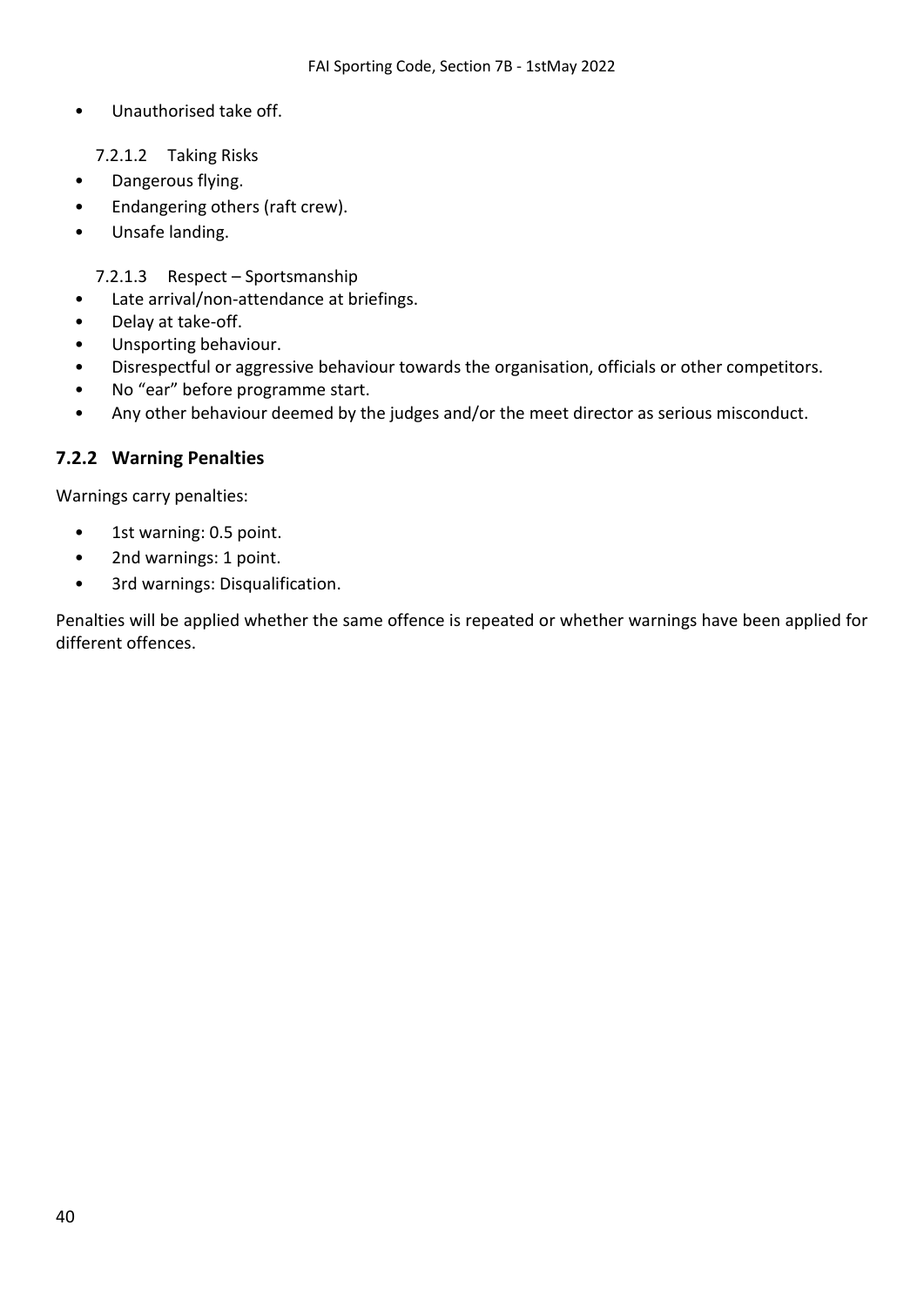- Unauthorised take off.

#### 7.2.1.2 Taking Risks

- Dangerous flying.
- Endangering others (raft crew).
- Unsafe landing.

#### 7.2.1.3 Respect – Sportsmanship

- Late arrival/non-attendance at briefings.
- Delay at take-off.
- Unsporting behaviour.
- Disrespectful or aggressive behaviour towards the organisation, officials or other competitors.
- No "ear" before programme start.
- Any other behaviour deemed by the judges and/or the meet director as serious misconduct.

### 7.2.2 Warning Penalties

Warnings carry penalties:

- 1st warning: 0.5 point.
- 2nd warnings: 1 point.
- 3rd warnings: Disqualification.

Penalties will be applied whether the same offence is repeated or whether warnings have been applied for different offences.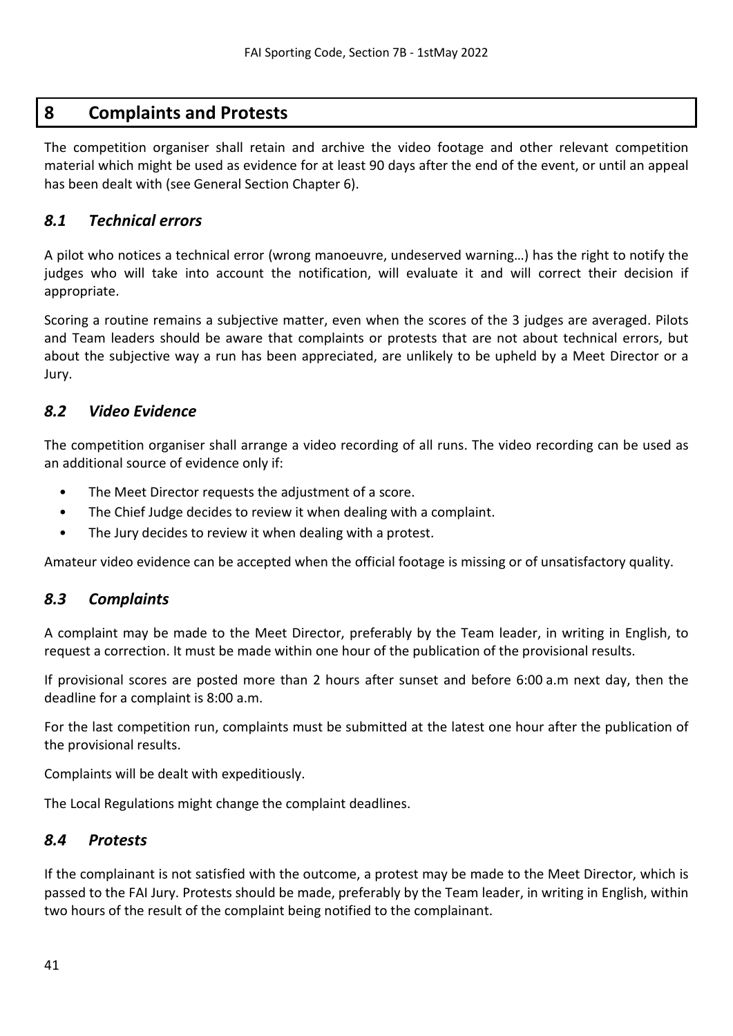# 8 Complaints and Protests

The competition organiser shall retain and archive the video footage and other relevant competition material which might be used as evidence for at least 90 days after the end of the event, or until an appeal has been dealt with (see General Section Chapter 6).

## *8.1 Technical errors*

A pilot who notices a technical error (wrong manoeuvre, undeserved warning…) has the right to notify the judges who will take into account the notification, will evaluate it and will correct their decision if appropriate.

Scoring a routine remains a subjective matter, even when the scores of the 3 judges are averaged. Pilots and Team leaders should be aware that complaints or protests that are not about technical errors, but about the subjective way a run has been appreciated, are unlikely to be upheld by a Meet Director or a Jury.

## *8.2 Video Evidence*

The competition organiser shall arrange a video recording of all runs. The video recording can be used as an additional source of evidence only if:

- The Meet Director requests the adjustment of a score.
- The Chief Judge decides to review it when dealing with a complaint.
- The Jury decides to review it when dealing with a protest.

Amateur video evidence can be accepted when the official footage is missing or of unsatisfactory quality.

## *8.3 Complaints*

A complaint may be made to the Meet Director, preferably by the Team leader, in writing in English, to request a correction. It must be made within one hour of the publication of the provisional results.

If provisional scores are posted more than 2 hours after sunset and before 6:00 a.m next day, then the deadline for a complaint is 8:00 a.m.

For the last competition run, complaints must be submitted at the latest one hour after the publication of the provisional results.

Complaints will be dealt with expeditiously.

The Local Regulations might change the complaint deadlines.

## *8.4 Protests*

If the complainant is not satisfied with the outcome, a protest may be made to the Meet Director, which is passed to the FAI Jury. Protests should be made, preferably by the Team leader, in writing in English, within two hours of the result of the complaint being notified to the complainant.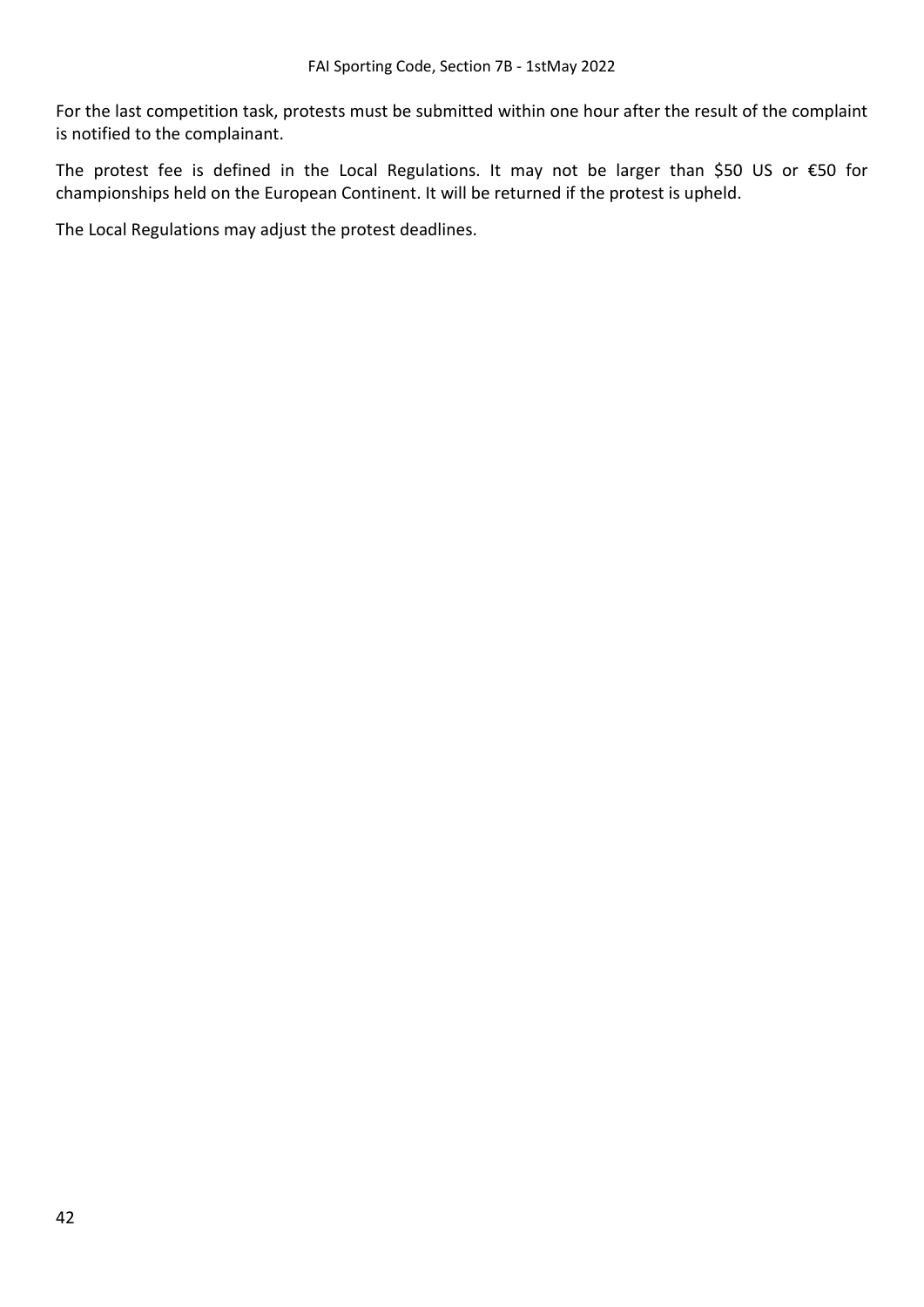For the last competition task, protests must be submitted within one hour after the result of the complaint is notified to the complainant.

The protest fee is defined in the Local Regulations. It may not be larger than $50 US or €50 for championships held on the European Continent. It will be returned if the protest is upheld.

The Local Regulations may adjust the protest deadlines.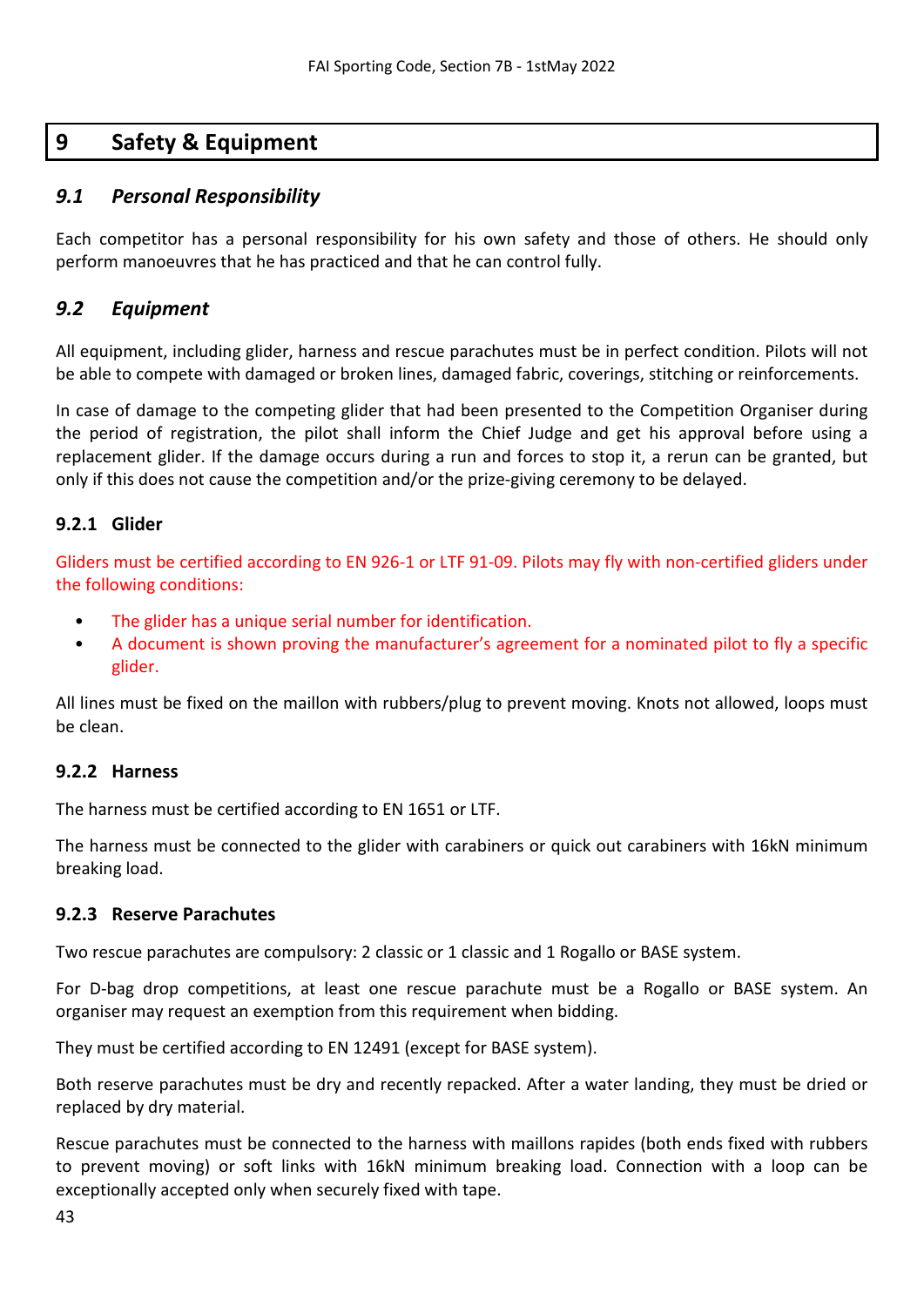# 9 Safety & Equipment

## *9.1 Personal Responsibility*

Each competitor has a personal responsibility for his own safety and those of others. He should only perform manoeuvres that he has practiced and that he can control fully.

## *9.2 Equipment*

All equipment, including glider, harness and rescue parachutes must be in perfect condition. Pilots will not be able to compete with damaged or broken lines, damaged fabric, coverings, stitching or reinforcements.

In case of damage to the competing glider that had been presented to the Competition Organiser during the period of registration, the pilot shall inform the Chief Judge and get his approval before using a replacement glider. If the damage occurs during a run and forces to stop it, a rerun can be granted, but only if this does not cause the competition and/or the prize-giving ceremony to be delayed.

### 9.2.1 Glider

Gliders must be certified according to EN 926-1 or LTF 91-09. Pilots may fly with non-certified gliders under the following conditions:

- The glider has a unique serial number for identification.
- A document is shown proving the manufacturer's agreement for a nominated pilot to fly a specific glider.

All lines must be fixed on the maillon with rubbers/plug to prevent moving. Knots not allowed, loops must be clean.

### 9.2.2 Harness

The harness must be certified according to EN 1651 or LTF.

The harness must be connected to the glider with carabiners or quick out carabiners with 16kN minimum breaking load.

### 9.2.3 Reserve Parachutes

Two rescue parachutes are compulsory: 2 classic or 1 classic and 1 Rogallo or BASE system.

For D-bag drop competitions, at least one rescue parachute must be a Rogallo or BASE system. An organiser may request an exemption from this requirement when bidding.

They must be certified according to EN 12491 (except for BASE system).

Both reserve parachutes must be dry and recently repacked. After a water landing, they must be dried or replaced by dry material.

Rescue parachutes must be connected to the harness with maillons rapides (both ends fixed with rubbers to prevent moving) or soft links with 16kN minimum breaking load. Connection with a loop can be exceptionally accepted only when securely fixed with tape.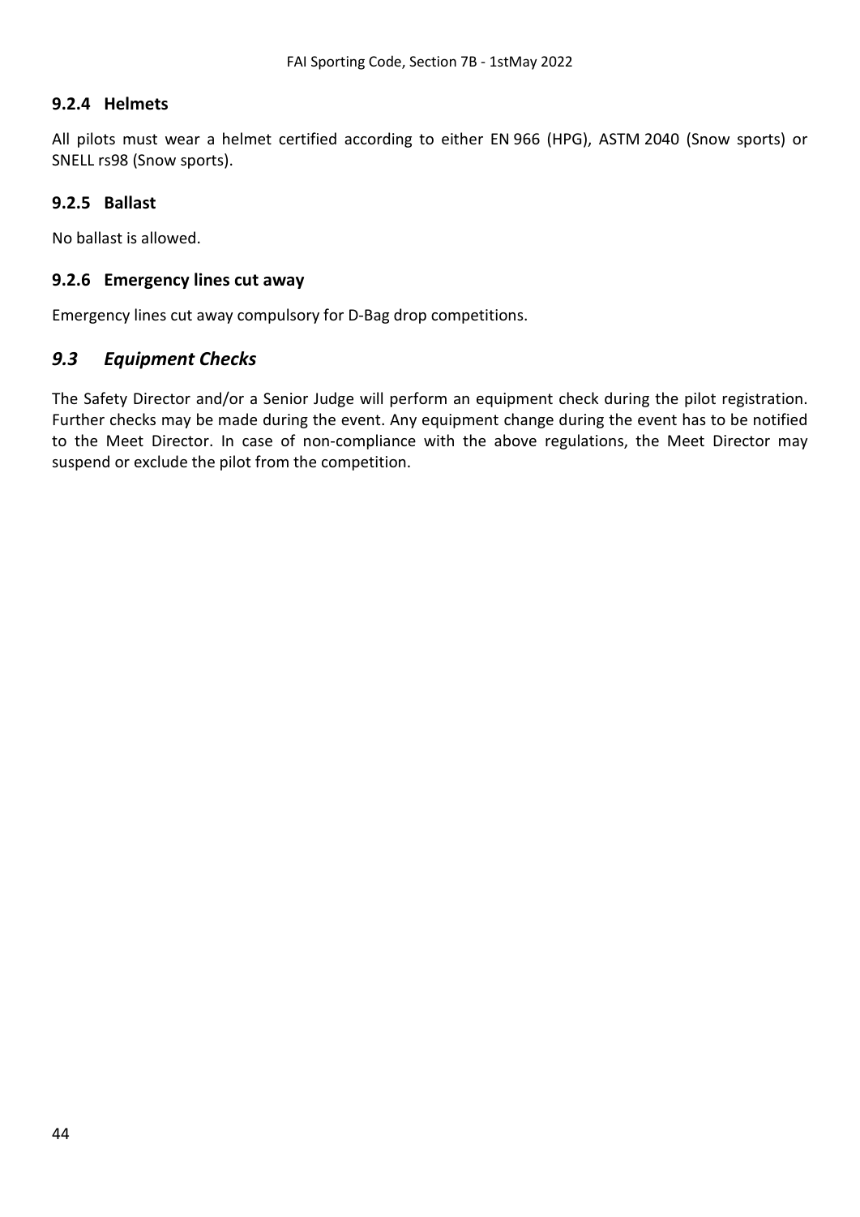### 9.2.4 Helmets

All pilots must wear a helmet certified according to either EN 966 (HPG), ASTM 2040 (Snow sports) or SNELL rs98 (Snow sports).

### 9.2.5 Ballast

No ballast is allowed.

### 9.2.6 Emergency lines cut away

Emergency lines cut away compulsory for D-Bag drop competitions.

## *9.3 Equipment Checks*

The Safety Director and/or a Senior Judge will perform an equipment check during the pilot registration. Further checks may be made during the event. Any equipment change during the event has to be notified to the Meet Director. In case of non-compliance with the above regulations, the Meet Director may suspend or exclude the pilot from the competition.